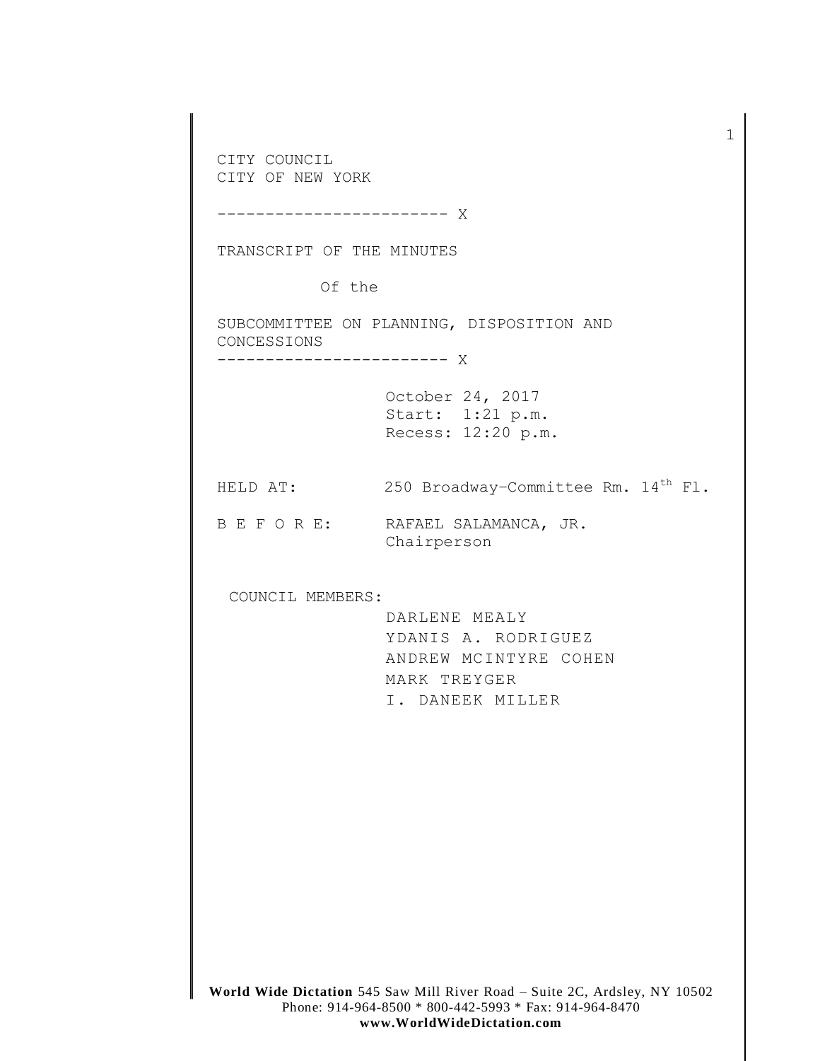CITY COUNCIL
CITY OF NEW YORK

------------------------ X

TRANSCRIPT OF THE MINUTES

Of the

SUBCOMMITTEE ON PLANNING, DISPOSITION AND CONCESSIONS

------------------------ X

October 24, 2017
Start: 1:21 p.m.
Recess: 12:20 p.m.

HELD AT: 250 Broadway–Committee Rm. 14th Fl.

B E F O R E: RAFAEL SALAMANCA, JR.
Chairperson

COUNCIL MEMBERS:

DARLENE MEALY
YDANIS A. RODRIGUEZ
ANDREW MCINTYRE COHEN
MARK TREYGER
I. DANEEK MILLER

**World Wide Dictation** 545 Saw Mill River Road – Suite 2C, Ardsley, NY 10502
Phone: 914-964-8500 * 800-442-5993 * Fax: 914-964-8470
**www.WorldWideDictation.com**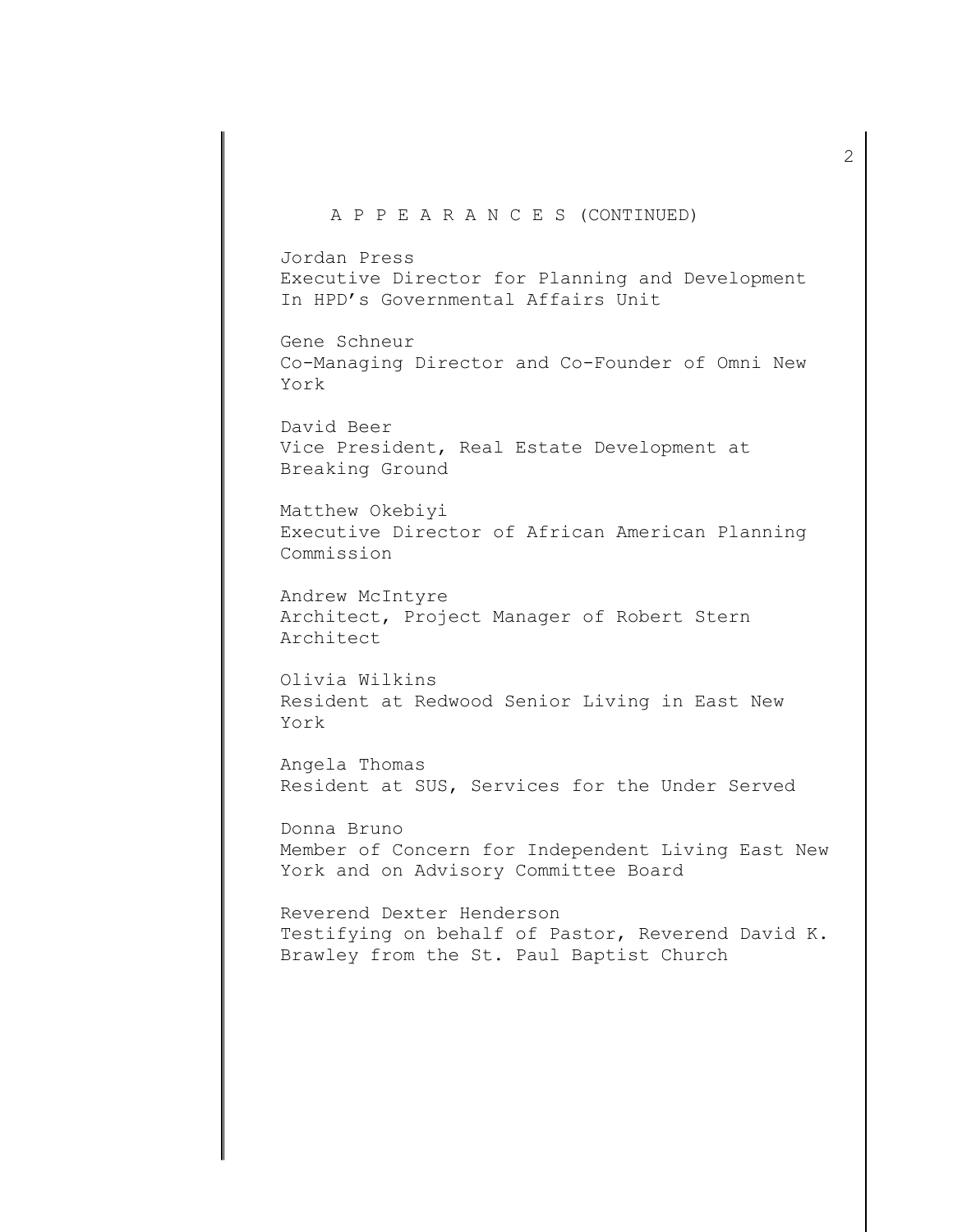A P P E A R A N C E S (CONTINUED)

Jordan Press
Executive Director for Planning and Development In HPD's Governmental Affairs Unit

Gene Schneur
Co-Managing Director and Co-Founder of Omni New York

David Beer
Vice President, Real Estate Development at Breaking Ground

Matthew Okebiyi
Executive Director of African American Planning Commission

Andrew McIntyre
Architect, Project Manager of Robert Stern Architect

Olivia Wilkins
Resident at Redwood Senior Living in East New York

Angela Thomas
Resident at SUS, Services for the Under Served

Donna Bruno
Member of Concern for Independent Living East New York and on Advisory Committee Board

Reverend Dexter Henderson
Testifying on behalf of Pastor, Reverend David K. Brawley from the St. Paul Baptist Church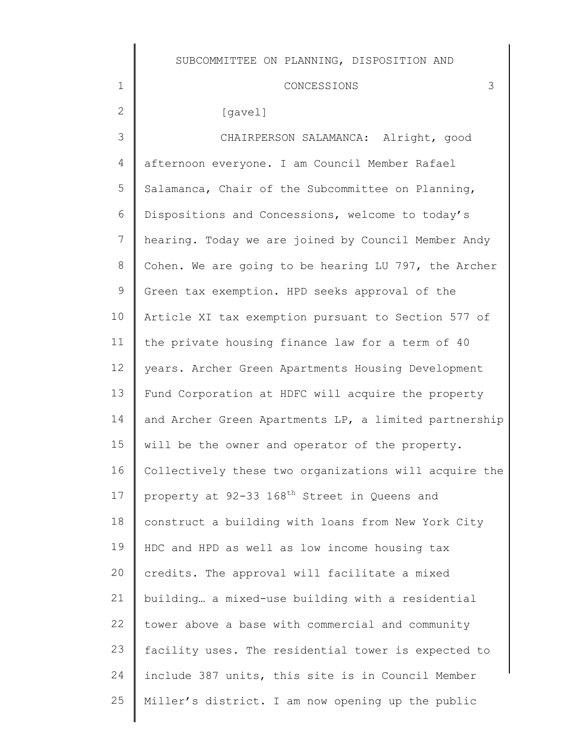[gavel]

CHAIRPERSON SALAMANCA: Alright, good afternoon everyone. I am Council Member Rafael Salamanca, Chair of the Subcommittee on Planning, Dispositions and Concessions, welcome to today's hearing. Today we are joined by Council Member Andy Cohen. We are going to be hearing LU 797, the Archer Green tax exemption. HPD seeks approval of the Article XI tax exemption pursuant to Section 577 of the private housing finance law for a term of 40 years. Archer Green Apartments Housing Development Fund Corporation at HDFC will acquire the property and Archer Green Apartments LP, a limited partnership will be the owner and operator of the property. Collectively these two organizations will acquire the property at 92-33 168th Street in Queens and construct a building with loans from New York City HDC and HPD as well as low income housing tax credits. The approval will facilitate a mixed building… a mixed-use building with a residential tower above a base with commercial and community facility uses. The residential tower is expected to include 387 units, this site is in Council Member Miller's district. I am now opening up the public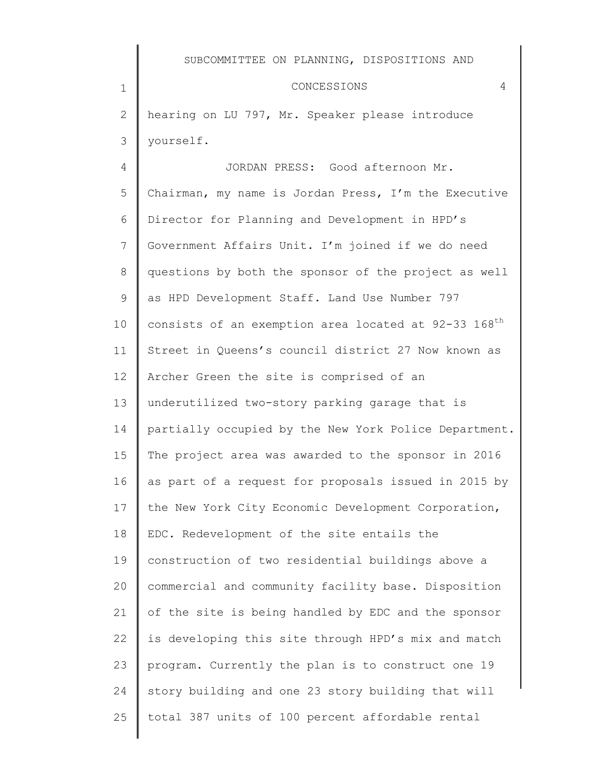hearing on LU 797, Mr. Speaker please introduce yourself.

JORDAN PRESS: Good afternoon Mr. Chairman, my name is Jordan Press, I'm the Executive Director for Planning and Development in HPD's Government Affairs Unit. I'm joined if we do need questions by both the sponsor of the project as well as HPD Development Staff. Land Use Number 797 consists of an exemption area located at 92-33 168th Street in Queens's council district 27 Now known as Archer Green the site is comprised of an underutilized two-story parking garage that is partially occupied by the New York Police Department. The project area was awarded to the sponsor in 2016 as part of a request for proposals issued in 2015 by the New York City Economic Development Corporation, EDC. Redevelopment of the site entails the construction of two residential buildings above a commercial and community facility base. Disposition of the site is being handled by EDC and the sponsor is developing this site through HPD's mix and match program. Currently the plan is to construct one 19 story building and one 23 story building that will total 387 units of 100 percent affordable rental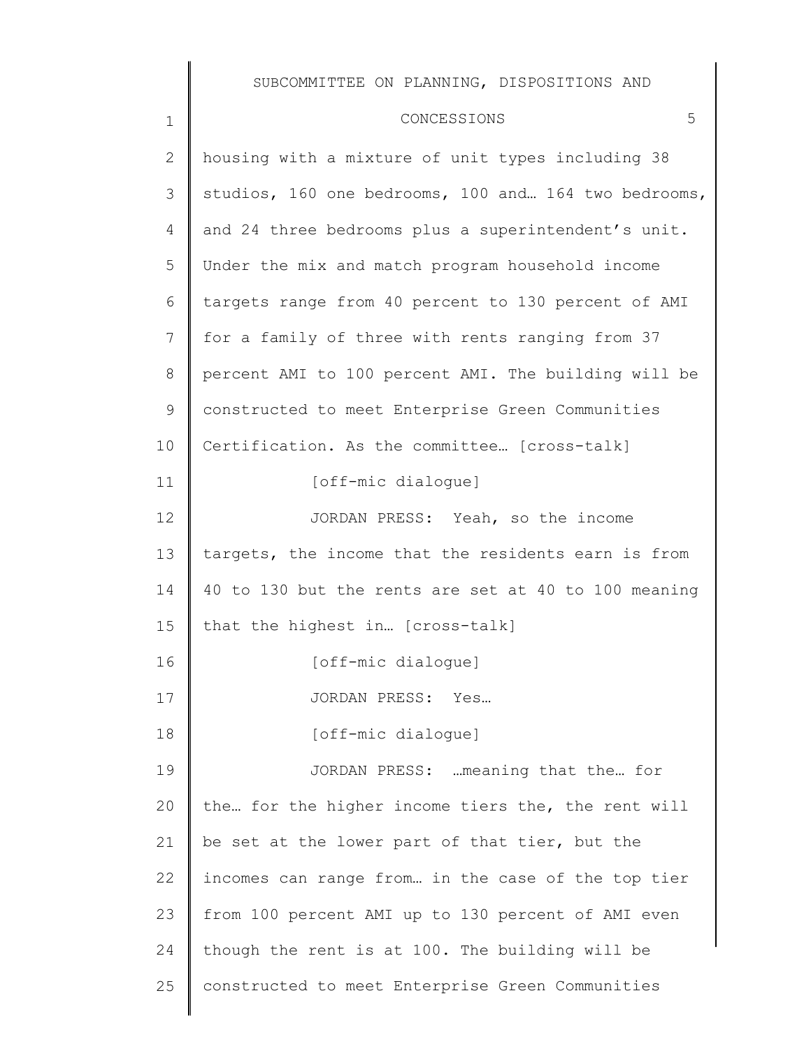housing with a mixture of unit types including 38 studios, 160 one bedrooms, 100 and… 164 two bedrooms, and 24 three bedrooms plus a superintendent's unit. Under the mix and match program household income targets range from 40 percent to 130 percent of AMI for a family of three with rents ranging from 37 percent AMI to 100 percent AMI. The building will be constructed to meet Enterprise Green Communities Certification. As the committee… [cross-talk]

[off-mic dialogue]

JORDAN PRESS: Yeah, so the income targets, the income that the residents earn is from 40 to 130 but the rents are set at 40 to 100 meaning that the highest in… [cross-talk]

[off-mic dialogue]

JORDAN PRESS: Yes…

[off-mic dialogue]

JORDAN PRESS: …meaning that the… for the… for the higher income tiers the, the rent will be set at the lower part of that tier, but the incomes can range from… in the case of the top tier from 100 percent AMI up to 130 percent of AMI even though the rent is at 100. The building will be constructed to meet Enterprise Green Communities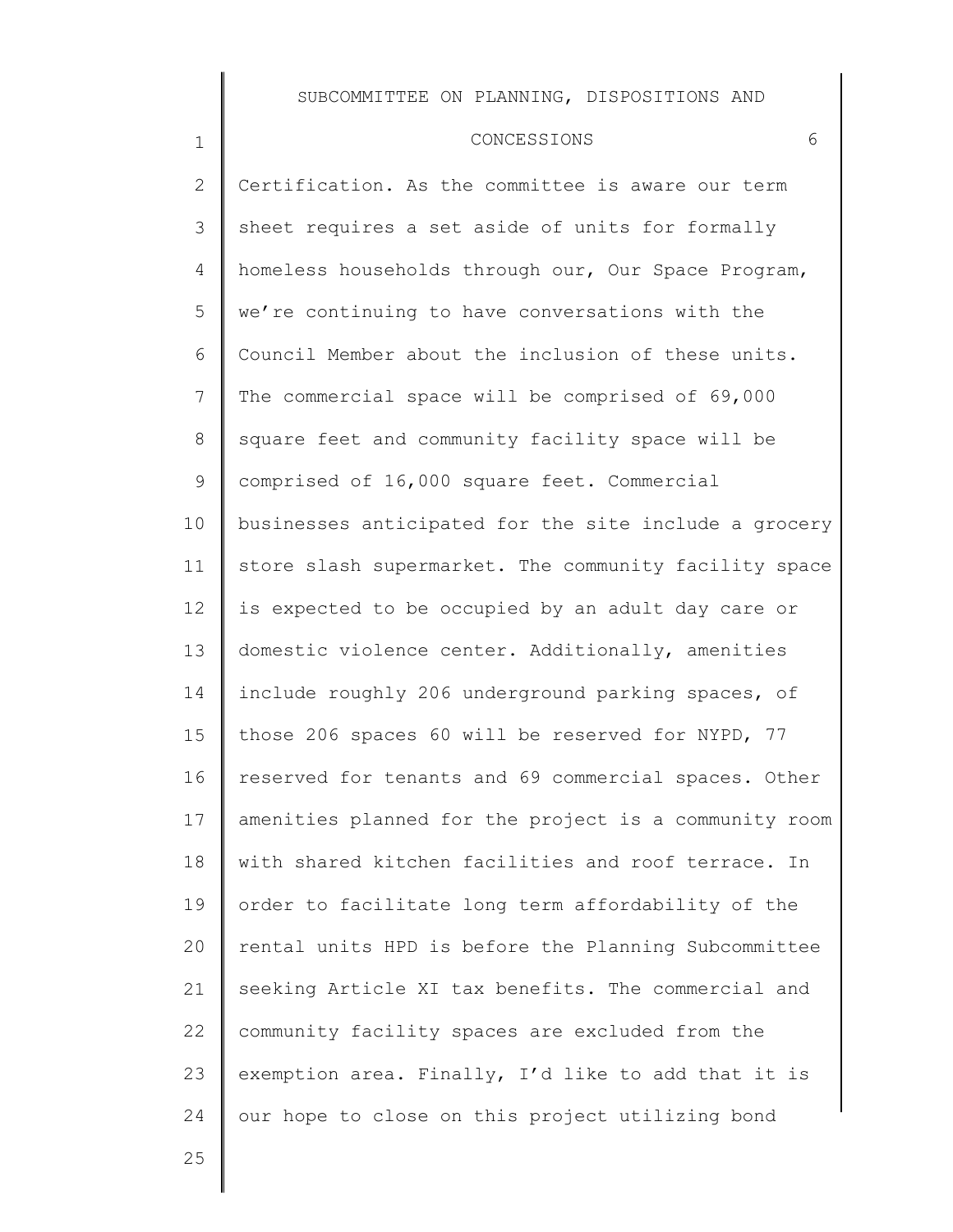Certification. As the committee is aware our term sheet requires a set aside of units for formally homeless households through our, Our Space Program, we're continuing to have conversations with the Council Member about the inclusion of these units. The commercial space will be comprised of 69,000 square feet and community facility space will be comprised of 16,000 square feet. Commercial businesses anticipated for the site include a grocery store slash supermarket. The community facility space is expected to be occupied by an adult day care or domestic violence center. Additionally, amenities include roughly 206 underground parking spaces, of those 206 spaces 60 will be reserved for NYPD, 77 reserved for tenants and 69 commercial spaces. Other amenities planned for the project is a community room with shared kitchen facilities and roof terrace. In order to facilitate long term affordability of the rental units HPD is before the Planning Subcommittee seeking Article XI tax benefits. The commercial and community facility spaces are excluded from the exemption area. Finally, I'd like to add that it is our hope to close on this project utilizing bond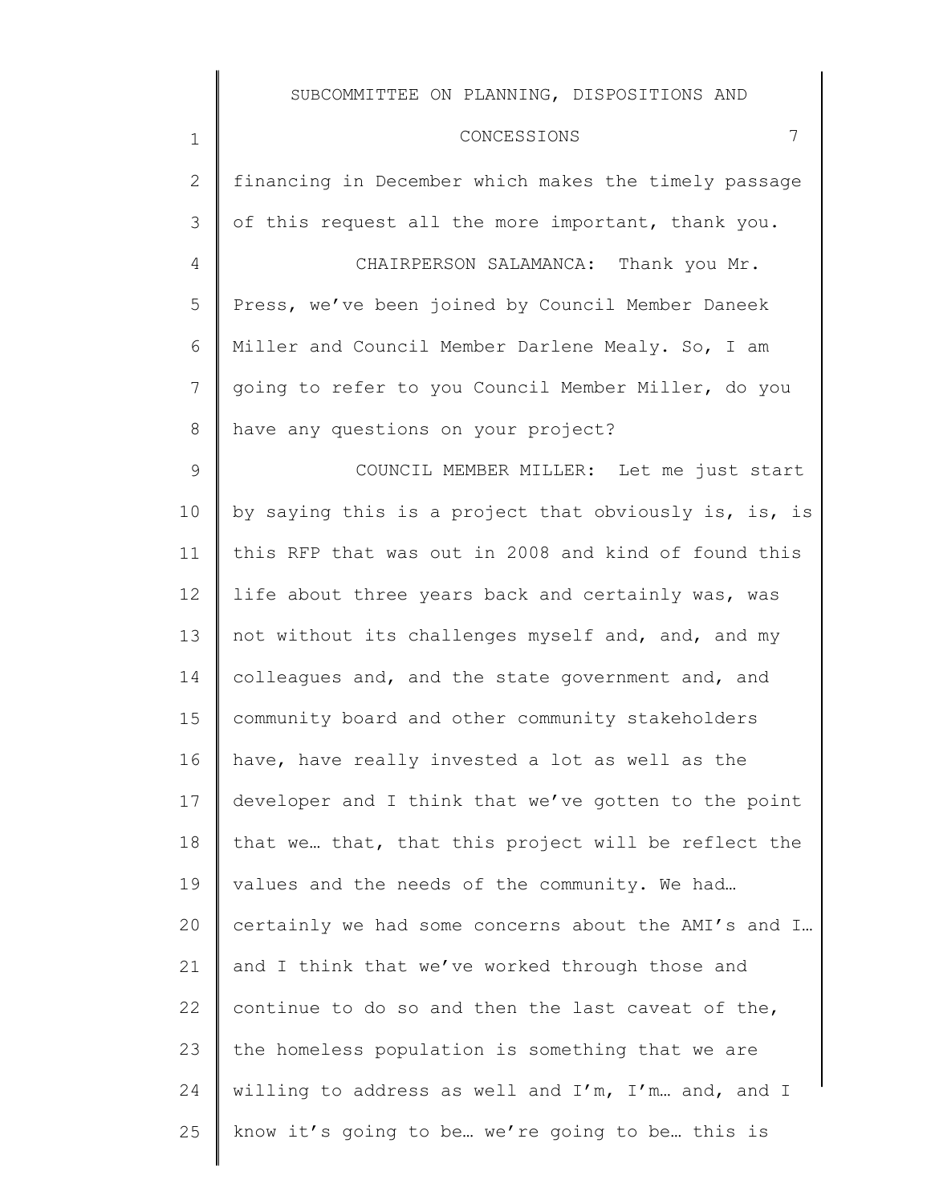financing in December which makes the timely passage of this request all the more important, thank you.

CHAIRPERSON SALAMANCA: Thank you Mr. Press, we've been joined by Council Member Daneek Miller and Council Member Darlene Mealy. So, I am going to refer to you Council Member Miller, do you have any questions on your project?

COUNCIL MEMBER MILLER: Let me just start by saying this is a project that obviously is, is, is this RFP that was out in 2008 and kind of found this life about three years back and certainly was, was not without its challenges myself and, and, and my colleagues and, and the state government and, and community board and other community stakeholders have, have really invested a lot as well as the developer and I think that we've gotten to the point that we… that, that this project will be reflect the values and the needs of the community. We had… certainly we had some concerns about the AMI's and I… and I think that we've worked through those and continue to do so and then the last caveat of the, the homeless population is something that we are willing to address as well and I'm, I'm… and, and I know it's going to be… we're going to be… this is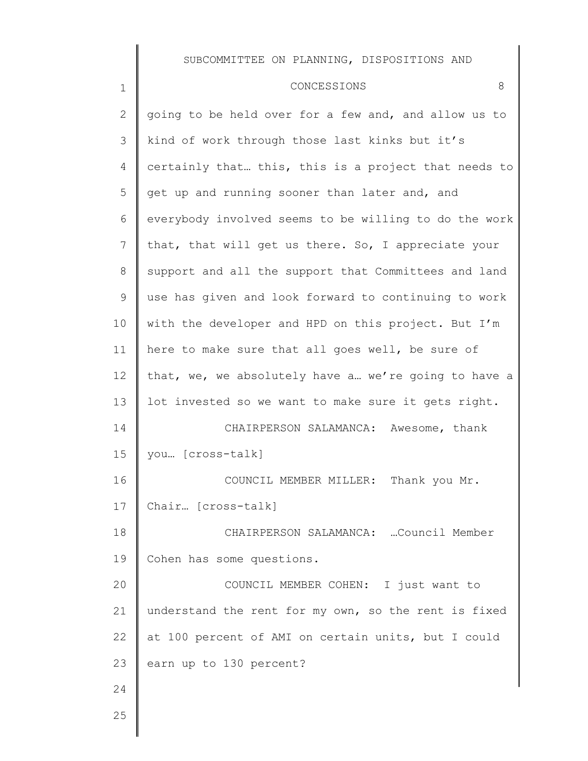going to be held over for a few and, and allow us to kind of work through those last kinks but it's certainly that… this, this is a project that needs to get up and running sooner than later and, and everybody involved seems to be willing to do the work that, that will get us there. So, I appreciate your support and all the support that Committees and land use has given and look forward to continuing to work with the developer and HPD on this project. But I'm here to make sure that all goes well, be sure of that, we, we absolutely have a… we're going to have a lot invested so we want to make sure it gets right.

CHAIRPERSON SALAMANCA: Awesome, thank you… [cross-talk]

COUNCIL MEMBER MILLER: Thank you Mr. Chair… [cross-talk]

CHAIRPERSON SALAMANCA: …Council Member Cohen has some questions.

COUNCIL MEMBER COHEN: I just want to understand the rent for my own, so the rent is fixed at 100 percent of AMI on certain units, but I could earn up to 130 percent?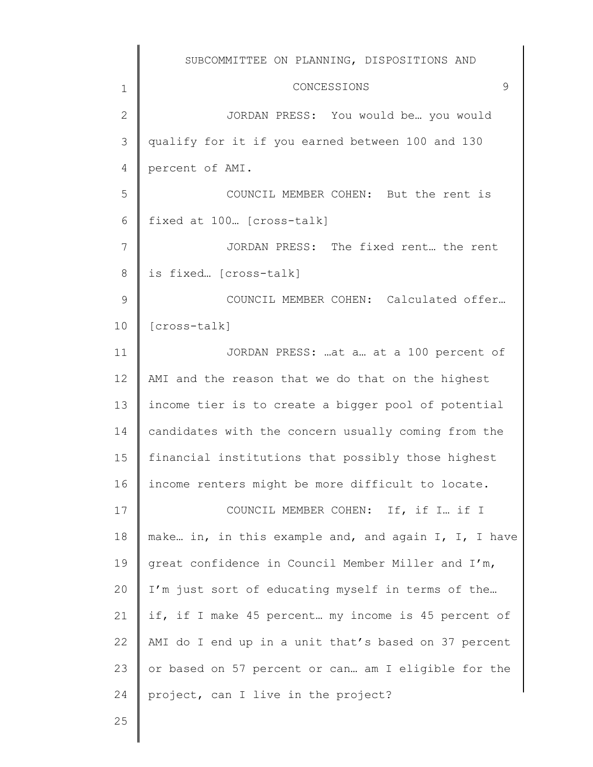JORDAN PRESS: You would be… you would qualify for it if you earned between 100 and 130 percent of AMI.

COUNCIL MEMBER COHEN: But the rent is fixed at 100… [cross-talk]

JORDAN PRESS: The fixed rent… the rent is fixed… [cross-talk]

COUNCIL MEMBER COHEN: Calculated offer… [cross-talk]

JORDAN PRESS: …at a… at a 100 percent of AMI and the reason that we do that on the highest income tier is to create a bigger pool of potential candidates with the concern usually coming from the financial institutions that possibly those highest income renters might be more difficult to locate.

COUNCIL MEMBER COHEN: If, if I… if I make… in, in this example and, and again I, I, I have great confidence in Council Member Miller and I'm, I'm just sort of educating myself in terms of the… if, if I make 45 percent… my income is 45 percent of AMI do I end up in a unit that's based on 37 percent or based on 57 percent or can… am I eligible for the project, can I live in the project?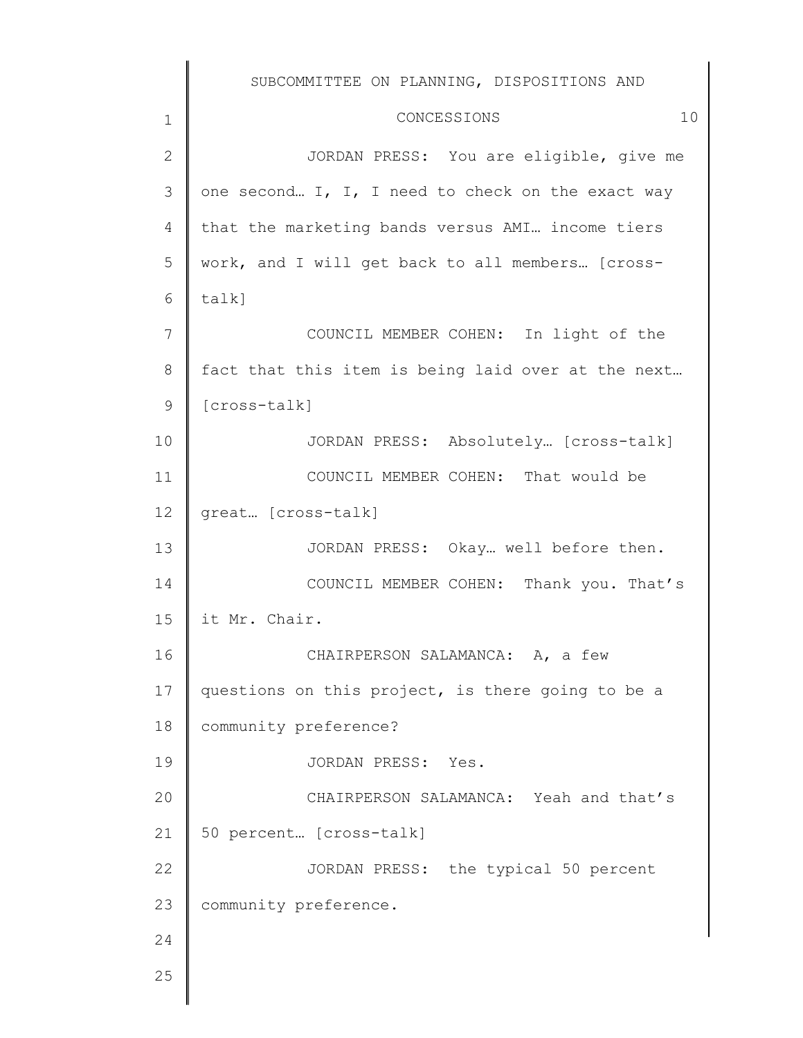JORDAN PRESS: You are eligible, give me one second… I, I, I need to check on the exact way that the marketing bands versus AMI… income tiers work, and I will get back to all members… [cross-talk]

COUNCIL MEMBER COHEN: In light of the fact that this item is being laid over at the next… [cross-talk]

JORDAN PRESS: Absolutely… [cross-talk]

COUNCIL MEMBER COHEN: That would be great… [cross-talk]

JORDAN PRESS: Okay… well before then.

COUNCIL MEMBER COHEN: Thank you. That's it Mr. Chair.

CHAIRPERSON SALAMANCA: A, a few questions on this project, is there going to be a community preference?

JORDAN PRESS: Yes.

CHAIRPERSON SALAMANCA: Yeah and that's 50 percent… [cross-talk]

JORDAN PRESS: the typical 50 percent community preference.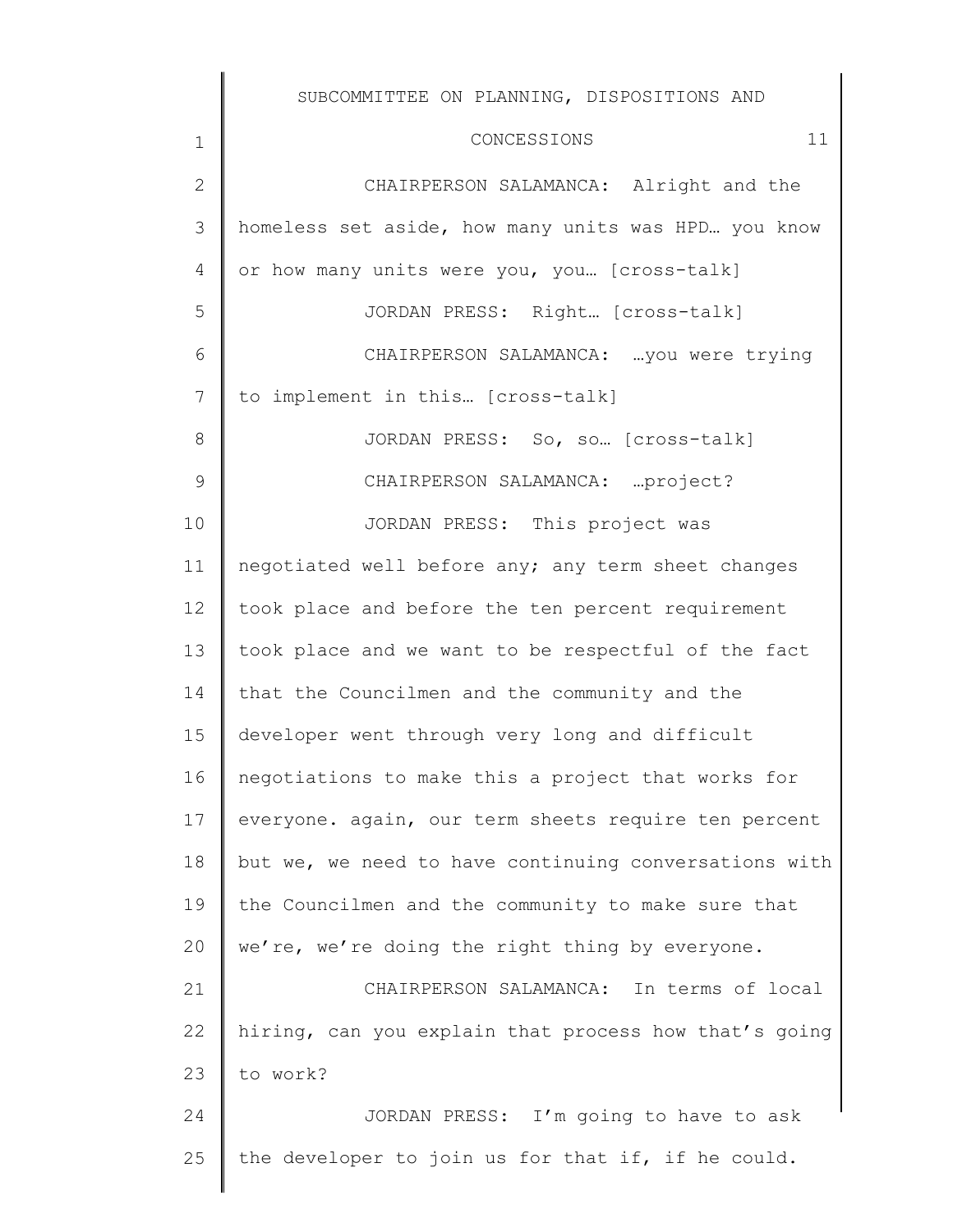CHAIRPERSON SALAMANCA: Alright and the homeless set aside, how many units was HPD… you know or how many units were you, you… [cross-talk]

JORDAN PRESS: Right… [cross-talk]

CHAIRPERSON SALAMANCA: …you were trying to implement in this… [cross-talk]

JORDAN PRESS: So, so… [cross-talk]

CHAIRPERSON SALAMANCA: …project?

JORDAN PRESS: This project was negotiated well before any; any term sheet changes took place and before the ten percent requirement took place and we want to be respectful of the fact that the Councilmen and the community and the developer went through very long and difficult negotiations to make this a project that works for everyone. again, our term sheets require ten percent but we, we need to have continuing conversations with the Councilmen and the community to make sure that we're, we're doing the right thing by everyone.

CHAIRPERSON SALAMANCA: In terms of local hiring, can you explain that process how that's going to work?

JORDAN PRESS: I'm going to have to ask the developer to join us for that if, if he could.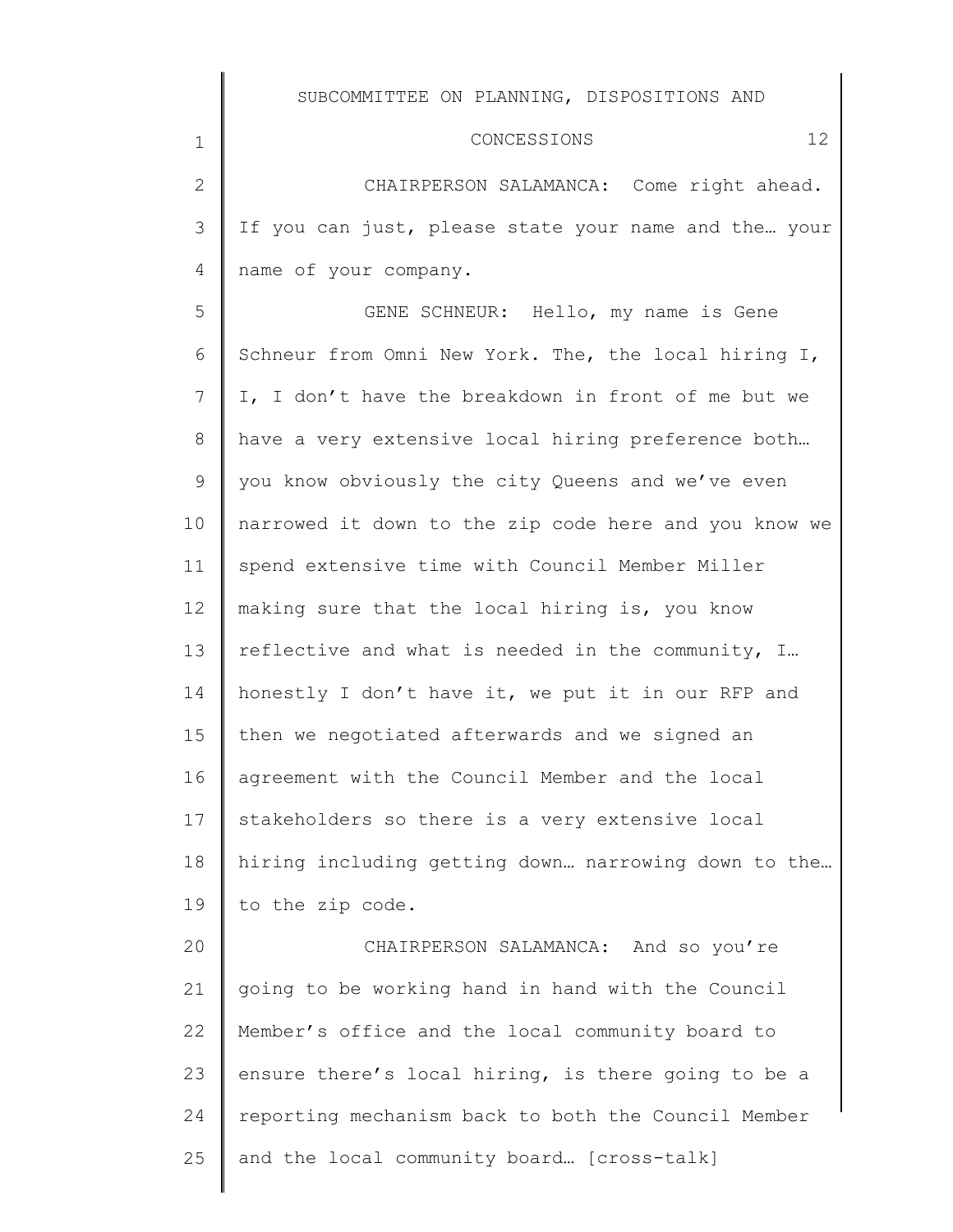CHAIRPERSON SALAMANCA: Come right ahead. If you can just, please state your name and the… your name of your company.

GENE SCHNEUR: Hello, my name is Gene Schneur from Omni New York. The, the local hiring I, I, I don't have the breakdown in front of me but we have a very extensive local hiring preference both… you know obviously the city Queens and we've even narrowed it down to the zip code here and you know we spend extensive time with Council Member Miller making sure that the local hiring is, you know reflective and what is needed in the community, I… honestly I don't have it, we put it in our RFP and then we negotiated afterwards and we signed an agreement with the Council Member and the local stakeholders so there is a very extensive local hiring including getting down… narrowing down to the… to the zip code.

CHAIRPERSON SALAMANCA: And so you're going to be working hand in hand with the Council Member's office and the local community board to ensure there's local hiring, is there going to be a reporting mechanism back to both the Council Member and the local community board… [cross-talk]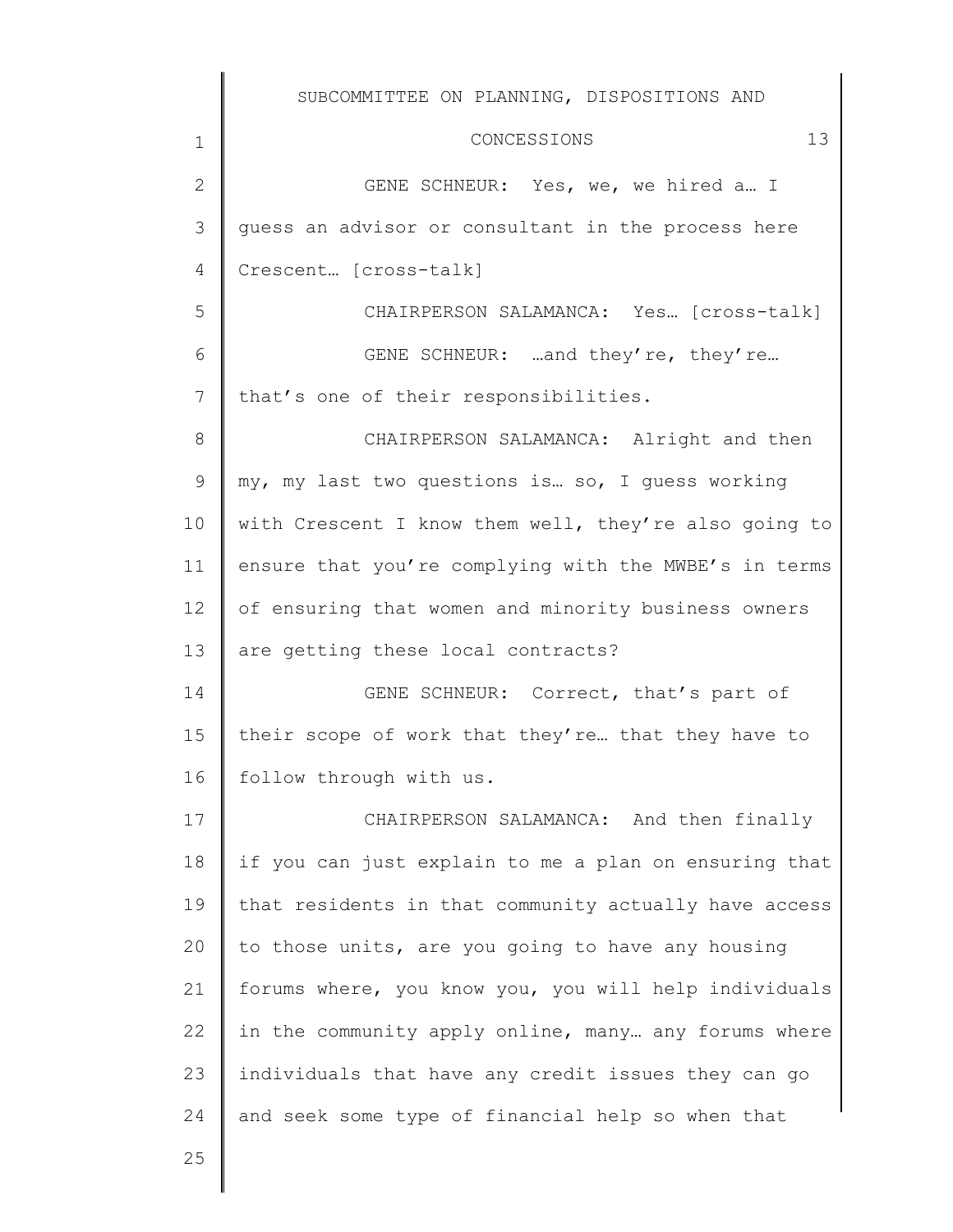GENE SCHNEUR: Yes, we, we hired a… I guess an advisor or consultant in the process here Crescent… [cross-talk]

CHAIRPERSON SALAMANCA: Yes… [cross-talk]

GENE SCHNEUR: …and they're, they're… that's one of their responsibilities.

CHAIRPERSON SALAMANCA: Alright and then my, my last two questions is… so, I guess working with Crescent I know them well, they're also going to ensure that you're complying with the MWBE's in terms of ensuring that women and minority business owners are getting these local contracts?

GENE SCHNEUR: Correct, that's part of their scope of work that they're… that they have to follow through with us.

CHAIRPERSON SALAMANCA: And then finally if you can just explain to me a plan on ensuring that that residents in that community actually have access to those units, are you going to have any housing forums where, you know you, you will help individuals in the community apply online, many… any forums where individuals that have any credit issues they can go and seek some type of financial help so when that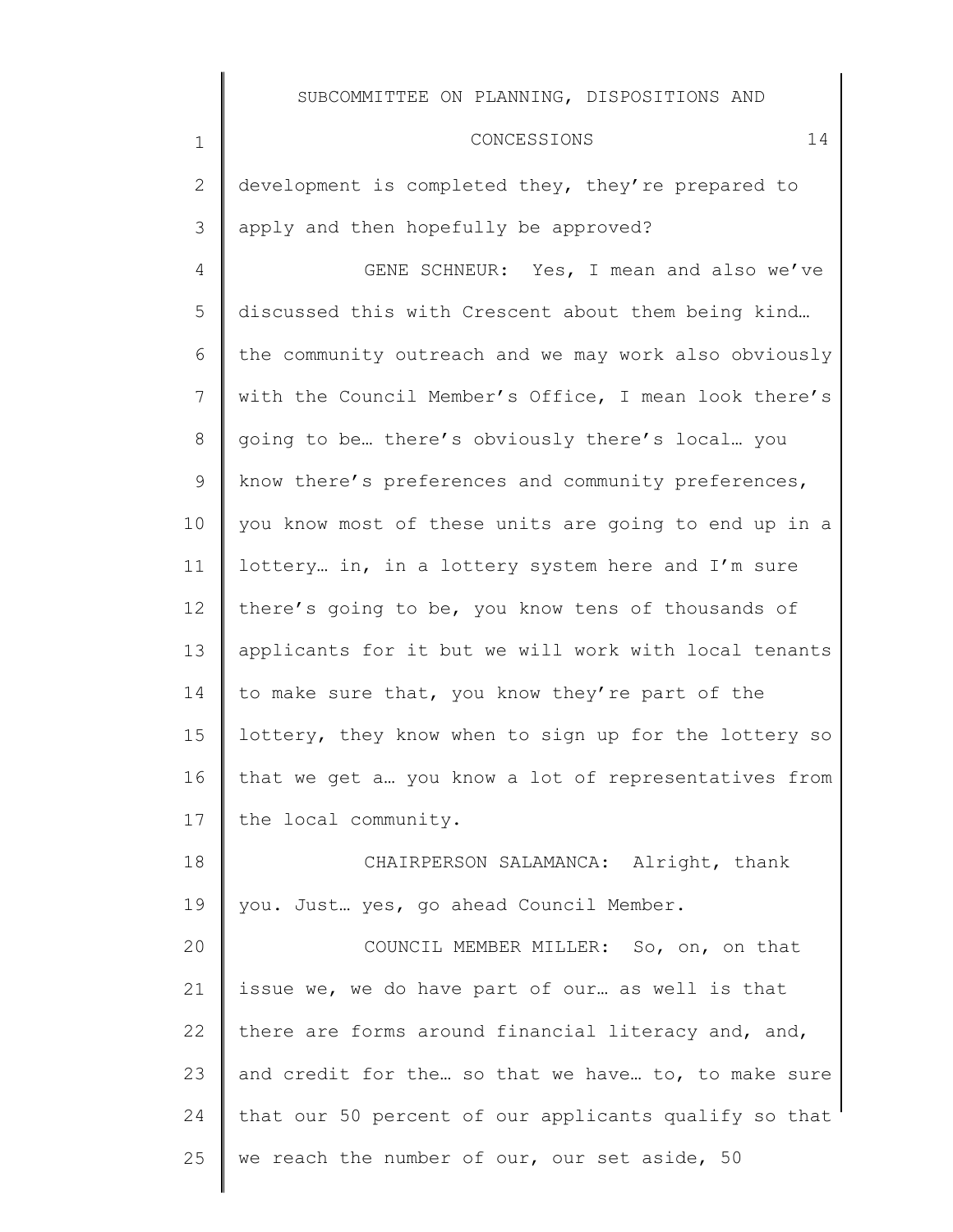development is completed they, they're prepared to apply and then hopefully be approved?

GENE SCHNEUR: Yes, I mean and also we've discussed this with Crescent about them being kind… the community outreach and we may work also obviously with the Council Member's Office, I mean look there's going to be… there's obviously there's local… you know there's preferences and community preferences, you know most of these units are going to end up in a lottery… in, in a lottery system here and I'm sure there's going to be, you know tens of thousands of applicants for it but we will work with local tenants to make sure that, you know they're part of the lottery, they know when to sign up for the lottery so that we get a… you know a lot of representatives from the local community.

CHAIRPERSON SALAMANCA: Alright, thank you. Just… yes, go ahead Council Member.

COUNCIL MEMBER MILLER: So, on, on that issue we, we do have part of our… as well is that there are forms around financial literacy and, and, and credit for the… so that we have… to, to make sure that our 50 percent of our applicants qualify so that we reach the number of our, our set aside, 50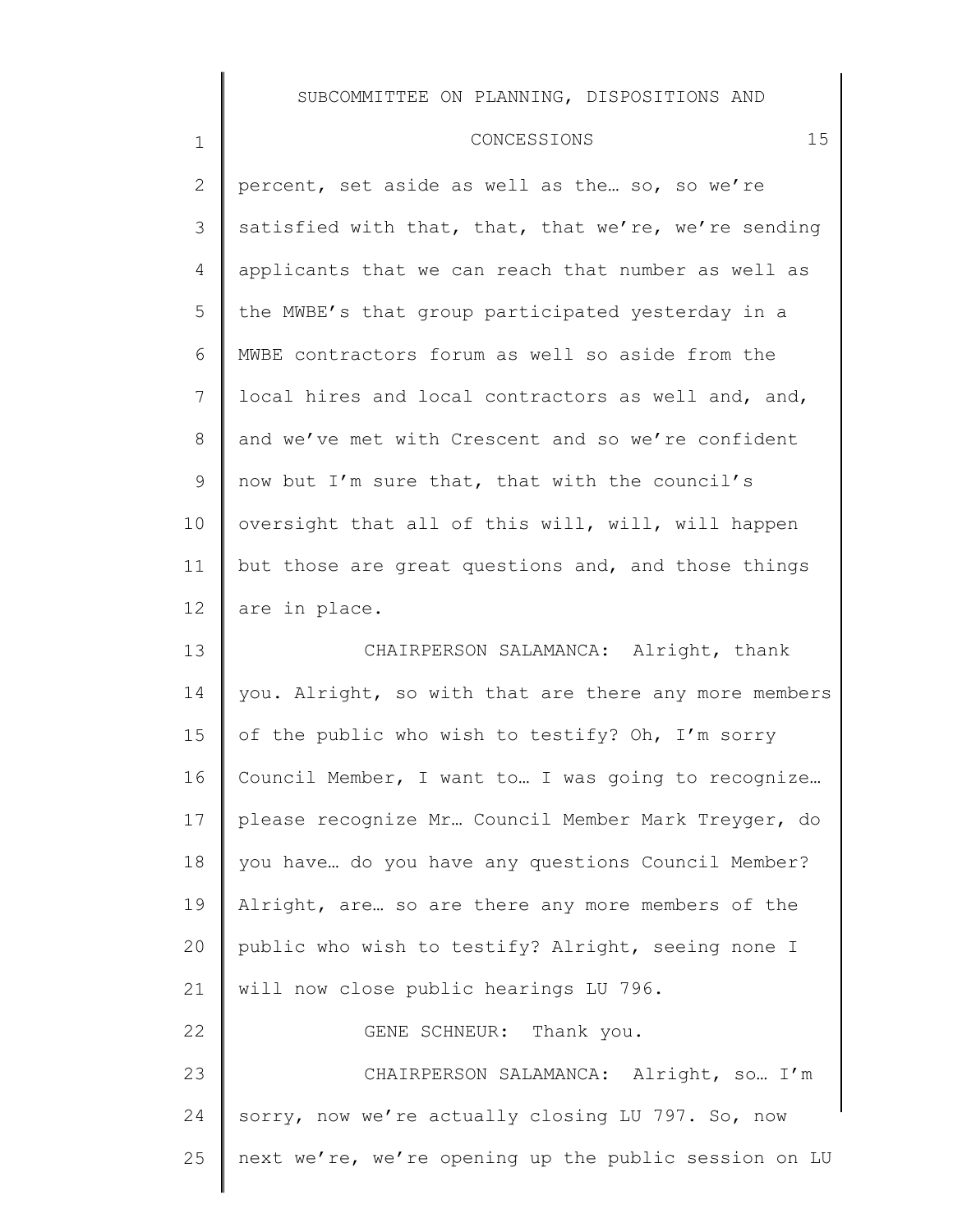percent, set aside as well as the… so, so we're satisfied with that, that, that we're, we're sending applicants that we can reach that number as well as the MWBE's that group participated yesterday in a MWBE contractors forum as well so aside from the local hires and local contractors as well and, and, and we've met with Crescent and so we're confident now but I'm sure that, that with the council's oversight that all of this will, will, will happen but those are great questions and, and those things are in place.

CHAIRPERSON SALAMANCA: Alright, thank you. Alright, so with that are there any more members of the public who wish to testify? Oh, I'm sorry Council Member, I want to… I was going to recognize… please recognize Mr… Council Member Mark Treyger, do you have… do you have any questions Council Member? Alright, are… so are there any more members of the public who wish to testify? Alright, seeing none I will now close public hearings LU 796.

GENE SCHNEUR: Thank you.

CHAIRPERSON SALAMANCA: Alright, so… I'm sorry, now we're actually closing LU 797. So, now next we're, we're opening up the public session on LU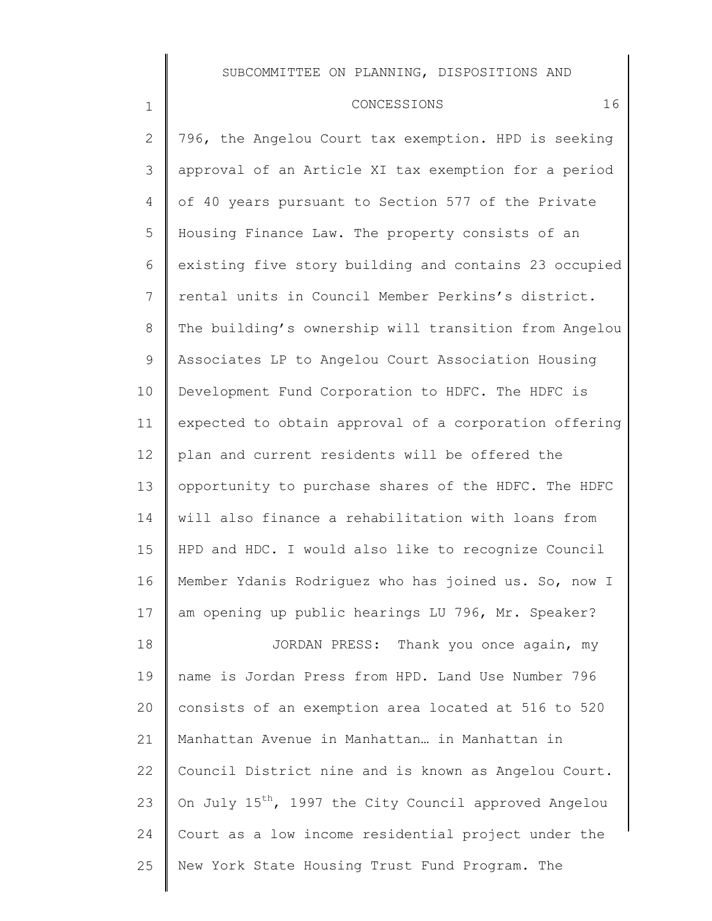796, the Angelou Court tax exemption. HPD is seeking approval of an Article XI tax exemption for a period of 40 years pursuant to Section 577 of the Private Housing Finance Law. The property consists of an existing five story building and contains 23 occupied rental units in Council Member Perkins's district. The building's ownership will transition from Angelou Associates LP to Angelou Court Association Housing Development Fund Corporation to HDFC. The HDFC is expected to obtain approval of a corporation offering plan and current residents will be offered the opportunity to purchase shares of the HDFC. The HDFC will also finance a rehabilitation with loans from HPD and HDC. I would also like to recognize Council Member Ydanis Rodriguez who has joined us. So, now I am opening up public hearings LU 796, Mr. Speaker?

JORDAN PRESS: Thank you once again, my name is Jordan Press from HPD. Land Use Number 796 consists of an exemption area located at 516 to 520 Manhattan Avenue in Manhattan… in Manhattan in Council District nine and is known as Angelou Court. On July 15th, 1997 the City Council approved Angelou Court as a low income residential project under the New York State Housing Trust Fund Program. The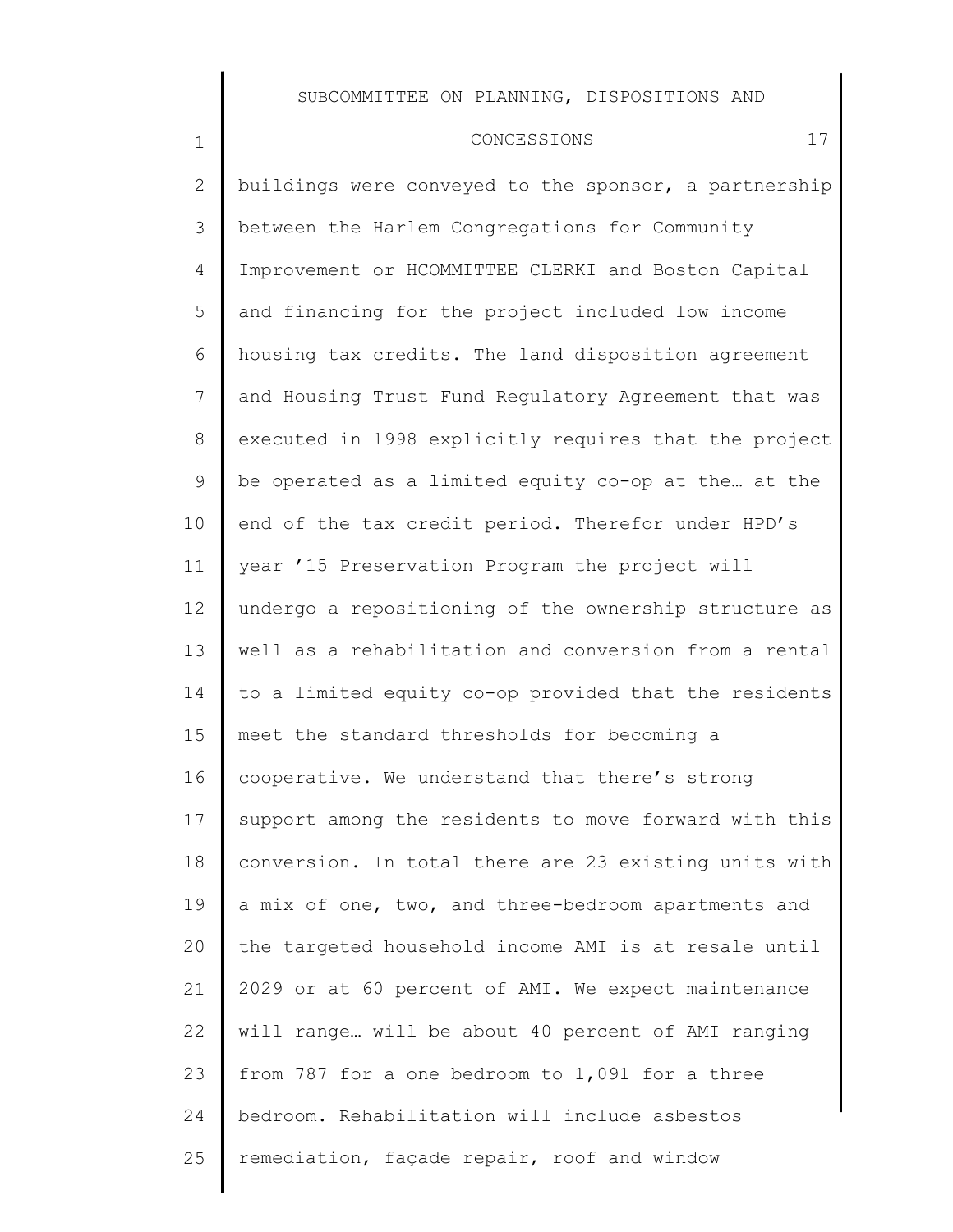buildings were conveyed to the sponsor, a partnership between the Harlem Congregations for Community Improvement or HCOMMITTEE CLERKI and Boston Capital and financing for the project included low income housing tax credits. The land disposition agreement and Housing Trust Fund Regulatory Agreement that was executed in 1998 explicitly requires that the project be operated as a limited equity co-op at the… at the end of the tax credit period. Therefor under HPD's year '15 Preservation Program the project will undergo a repositioning of the ownership structure as well as a rehabilitation and conversion from a rental to a limited equity co-op provided that the residents meet the standard thresholds for becoming a cooperative. We understand that there's strong support among the residents to move forward with this conversion. In total there are 23 existing units with a mix of one, two, and three-bedroom apartments and the targeted household income AMI is at resale until 2029 or at 60 percent of AMI. We expect maintenance will range… will be about 40 percent of AMI ranging from 787 for a one bedroom to 1,091 for a three bedroom. Rehabilitation will include asbestos remediation, façade repair, roof and window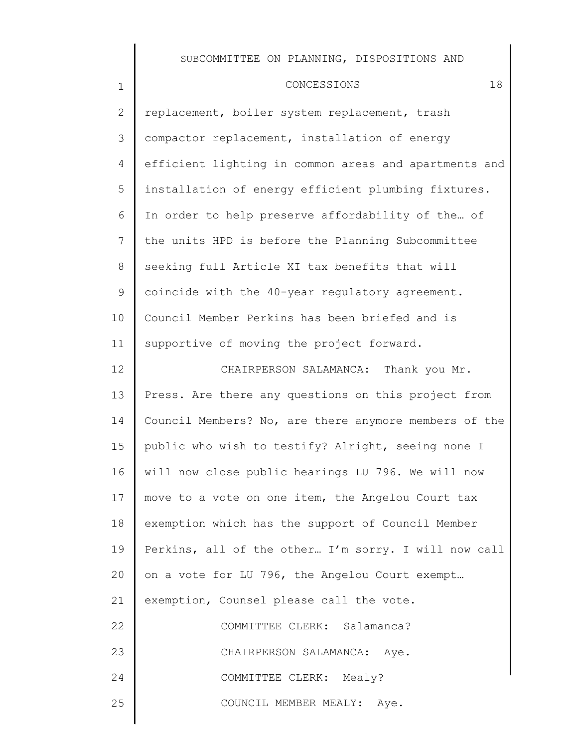replacement, boiler system replacement, trash compactor replacement, installation of energy efficient lighting in common areas and apartments and installation of energy efficient plumbing fixtures. In order to help preserve affordability of the… of the units HPD is before the Planning Subcommittee seeking full Article XI tax benefits that will coincide with the 40-year regulatory agreement. Council Member Perkins has been briefed and is supportive of moving the project forward.

CHAIRPERSON SALAMANCA: Thank you Mr. Press. Are there any questions on this project from Council Members? No, are there anymore members of the public who wish to testify? Alright, seeing none I will now close public hearings LU 796. We will now move to a vote on one item, the Angelou Court tax exemption which has the support of Council Member Perkins, all of the other… I'm sorry. I will now call on a vote for LU 796, the Angelou Court exempt… exemption, Counsel please call the vote.

COMMITTEE CLERK: Salamanca?

CHAIRPERSON SALAMANCA: Aye.

COMMITTEE CLERK: Mealy?

COUNCIL MEMBER MEALY: Aye.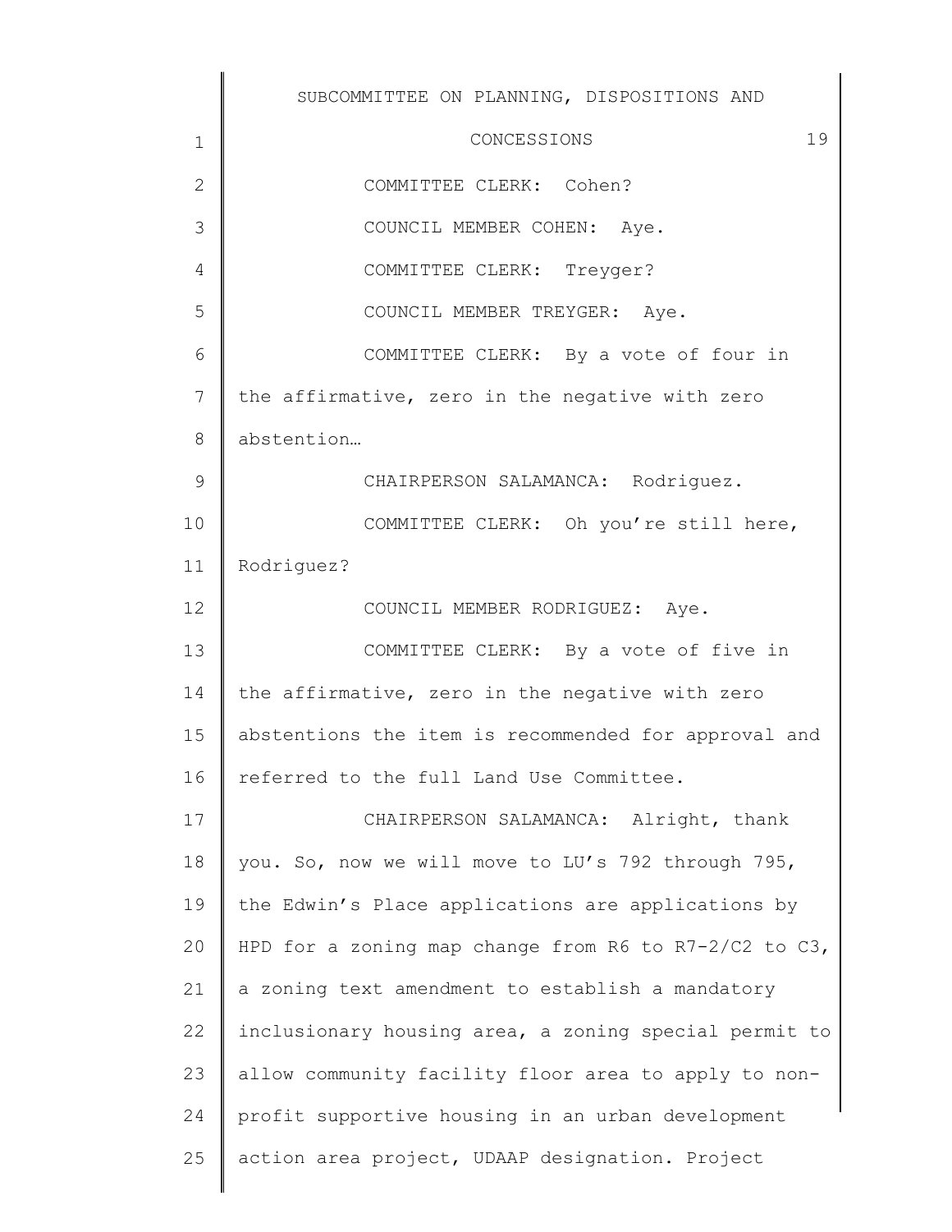COMMITTEE CLERK: Cohen?

COUNCIL MEMBER COHEN: Aye.

COMMITTEE CLERK: Treyger?

COUNCIL MEMBER TREYGER: Aye.

COMMITTEE CLERK: By a vote of four in the affirmative, zero in the negative with zero abstention…

CHAIRPERSON SALAMANCA: Rodriguez.

COMMITTEE CLERK: Oh you're still here, Rodriguez?

COUNCIL MEMBER RODRIGUEZ: Aye.

COMMITTEE CLERK: By a vote of five in the affirmative, zero in the negative with zero abstentions the item is recommended for approval and referred to the full Land Use Committee.

CHAIRPERSON SALAMANCA: Alright, thank you. So, now we will move to LU's 792 through 795, the Edwin's Place applications are applications by HPD for a zoning map change from R6 to R7-2/C2 to C3, a zoning text amendment to establish a mandatory inclusionary housing area, a zoning special permit to allow community facility floor area to apply to non-profit supportive housing in an urban development action area project, UDAAP designation. Project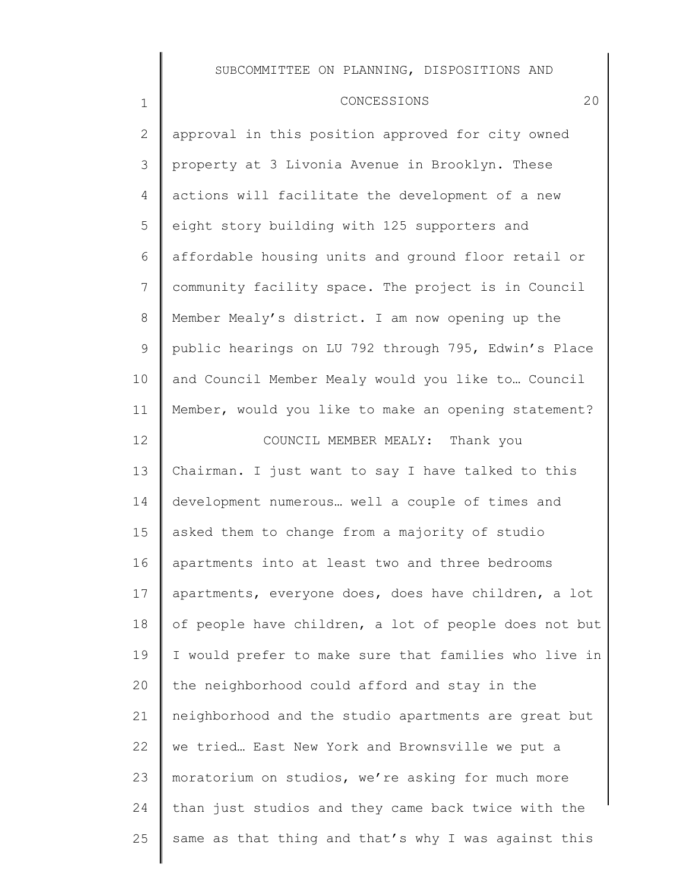approval in this position approved for city owned property at 3 Livonia Avenue in Brooklyn. These actions will facilitate the development of a new eight story building with 125 supporters and affordable housing units and ground floor retail or community facility space. The project is in Council Member Mealy's district. I am now opening up the public hearings on LU 792 through 795, Edwin's Place and Council Member Mealy would you like to… Council Member, would you like to make an opening statement?

COUNCIL MEMBER MEALY: Thank you Chairman. I just want to say I have talked to this development numerous… well a couple of times and asked them to change from a majority of studio apartments into at least two and three bedrooms apartments, everyone does, does have children, a lot of people have children, a lot of people does not but I would prefer to make sure that families who live in the neighborhood could afford and stay in the neighborhood and the studio apartments are great but we tried… East New York and Brownsville we put a moratorium on studios, we're asking for much more than just studios and they came back twice with the same as that thing and that's why I was against this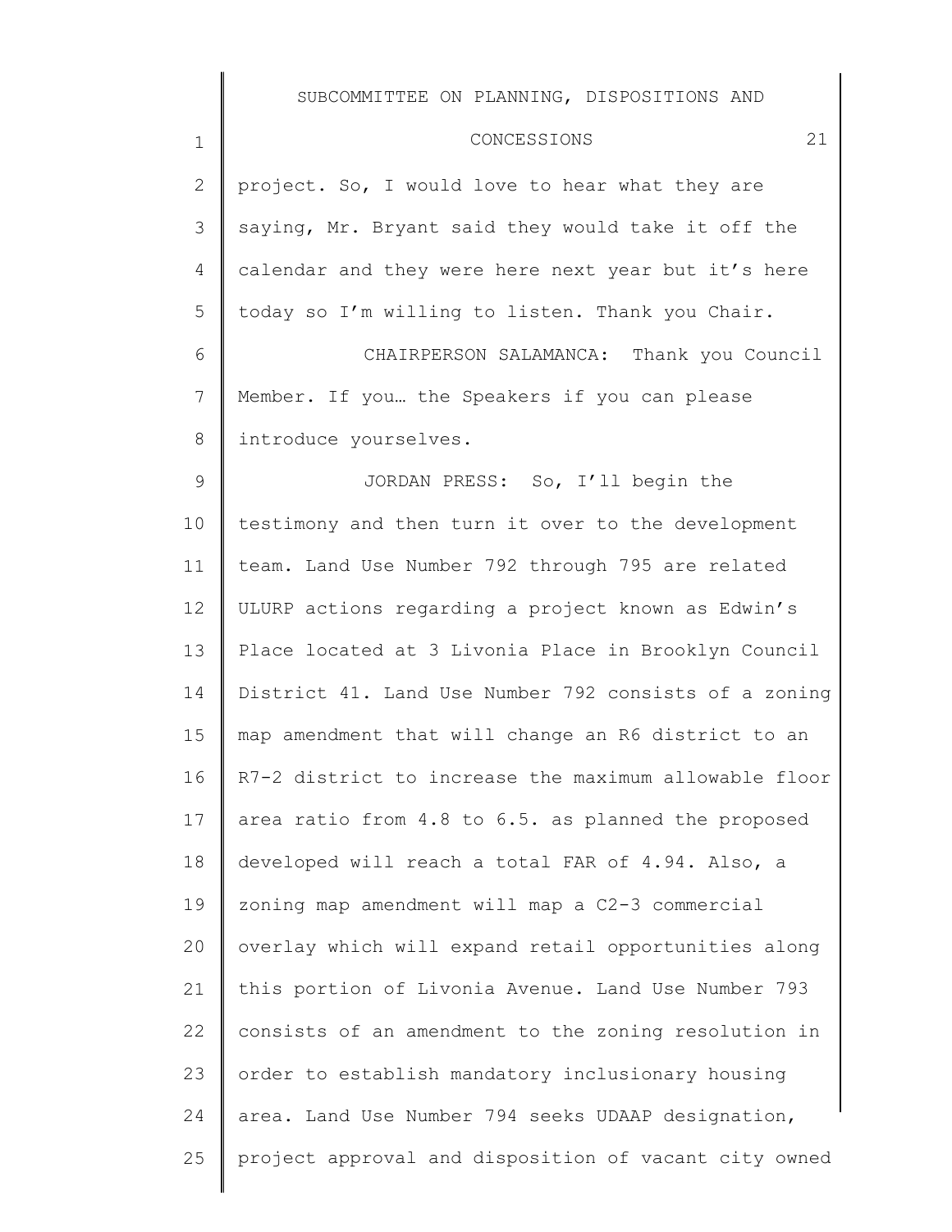project. So, I would love to hear what they are saying, Mr. Bryant said they would take it off the calendar and they were here next year but it's here today so I'm willing to listen. Thank you Chair.

CHAIRPERSON SALAMANCA: Thank you Council Member. If you… the Speakers if you can please introduce yourselves.

JORDAN PRESS: So, I'll begin the testimony and then turn it over to the development team. Land Use Number 792 through 795 are related ULURP actions regarding a project known as Edwin's Place located at 3 Livonia Place in Brooklyn Council District 41. Land Use Number 792 consists of a zoning map amendment that will change an R6 district to an R7-2 district to increase the maximum allowable floor area ratio from 4.8 to 6.5. as planned the proposed developed will reach a total FAR of 4.94. Also, a zoning map amendment will map a C2-3 commercial overlay which will expand retail opportunities along this portion of Livonia Avenue. Land Use Number 793 consists of an amendment to the zoning resolution in order to establish mandatory inclusionary housing area. Land Use Number 794 seeks UDAAP designation, project approval and disposition of vacant city owned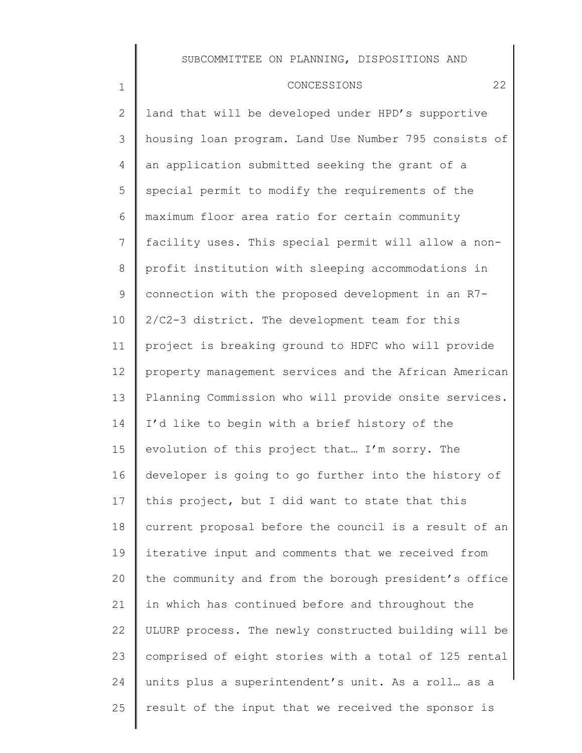land that will be developed under HPD's supportive housing loan program. Land Use Number 795 consists of an application submitted seeking the grant of a special permit to modify the requirements of the maximum floor area ratio for certain community facility uses. This special permit will allow a non-profit institution with sleeping accommodations in connection with the proposed development in an R7-2/C2-3 district. The development team for this project is breaking ground to HDFC who will provide property management services and the African American Planning Commission who will provide onsite services. I'd like to begin with a brief history of the evolution of this project that… I'm sorry. The developer is going to go further into the history of this project, but I did want to state that this current proposal before the council is a result of an iterative input and comments that we received from the community and from the borough president's office in which has continued before and throughout the ULURP process. The newly constructed building will be comprised of eight stories with a total of 125 rental units plus a superintendent's unit. As a roll… as a result of the input that we received the sponsor is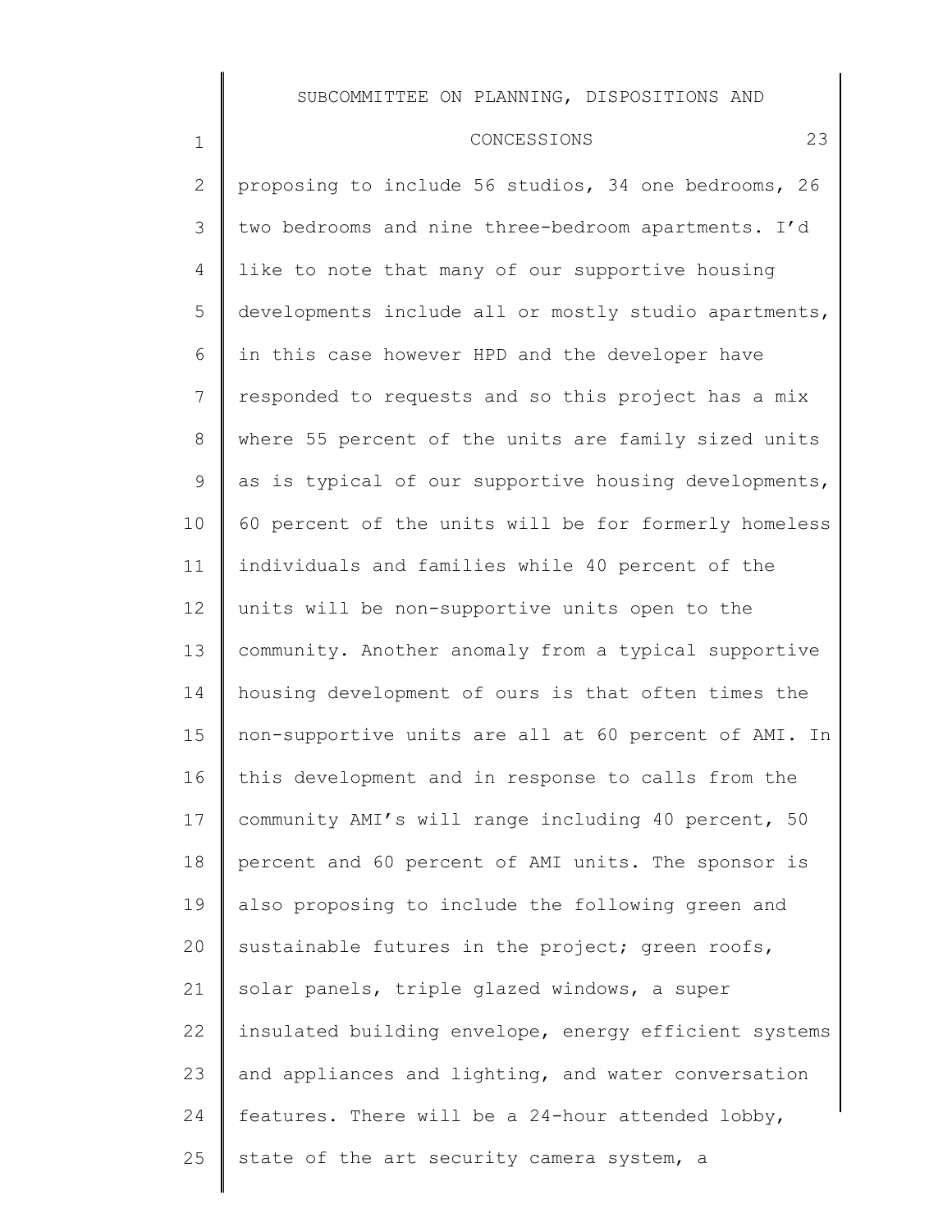proposing to include 56 studios, 34 one bedrooms, 26 two bedrooms and nine three-bedroom apartments. I'd like to note that many of our supportive housing developments include all or mostly studio apartments, in this case however HPD and the developer have responded to requests and so this project has a mix where 55 percent of the units are family sized units as is typical of our supportive housing developments, 60 percent of the units will be for formerly homeless individuals and families while 40 percent of the units will be non-supportive units open to the community. Another anomaly from a typical supportive housing development of ours is that often times the non-supportive units are all at 60 percent of AMI. In this development and in response to calls from the community AMI's will range including 40 percent, 50 percent and 60 percent of AMI units. The sponsor is also proposing to include the following green and sustainable futures in the project; green roofs, solar panels, triple glazed windows, a super insulated building envelope, energy efficient systems and appliances and lighting, and water conversation features. There will be a 24-hour attended lobby, state of the art security camera system, a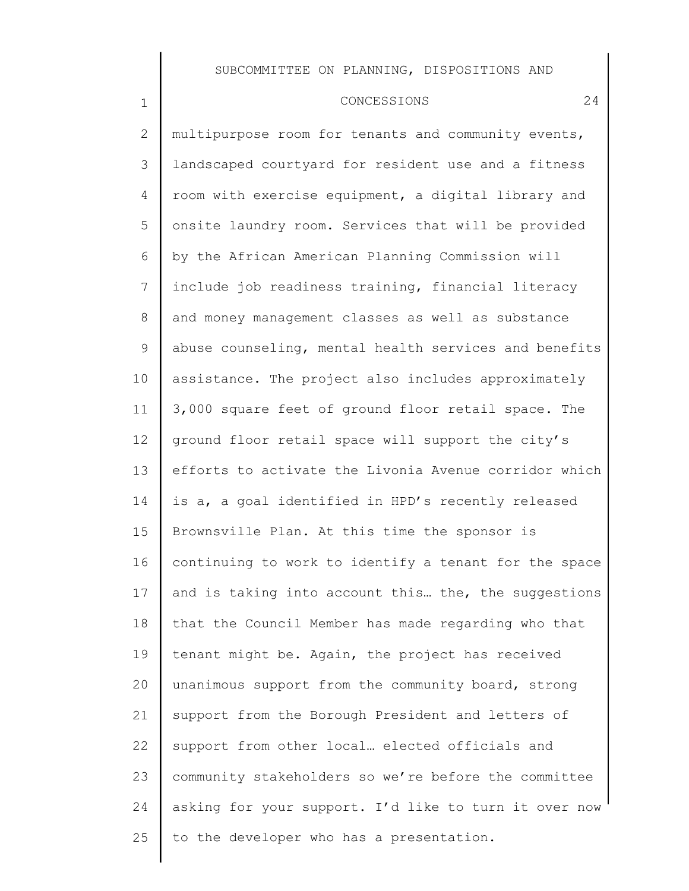multipurpose room for tenants and community events, landscaped courtyard for resident use and a fitness room with exercise equipment, a digital library and onsite laundry room. Services that will be provided by the African American Planning Commission will include job readiness training, financial literacy and money management classes as well as substance abuse counseling, mental health services and benefits assistance. The project also includes approximately 3,000 square feet of ground floor retail space. The ground floor retail space will support the city's efforts to activate the Livonia Avenue corridor which is a, a goal identified in HPD's recently released Brownsville Plan. At this time the sponsor is continuing to work to identify a tenant for the space and is taking into account this… the, the suggestions that the Council Member has made regarding who that tenant might be. Again, the project has received unanimous support from the community board, strong support from the Borough President and letters of support from other local… elected officials and community stakeholders so we're before the committee asking for your support. I'd like to turn it over now to the developer who has a presentation.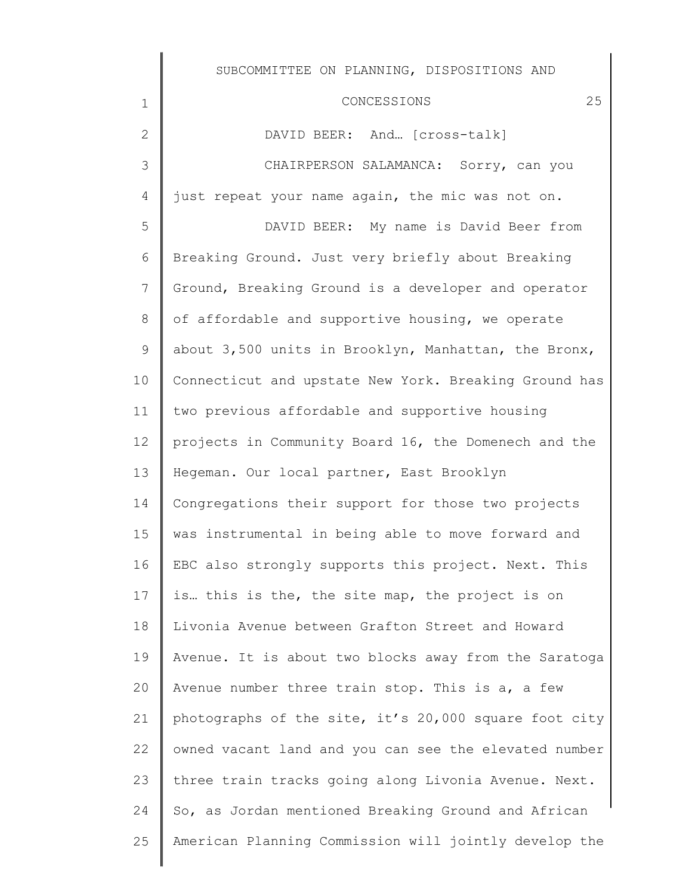DAVID BEER: And… [cross-talk]

CHAIRPERSON SALAMANCA: Sorry, can you just repeat your name again, the mic was not on.

DAVID BEER: My name is David Beer from Breaking Ground. Just very briefly about Breaking Ground, Breaking Ground is a developer and operator of affordable and supportive housing, we operate about 3,500 units in Brooklyn, Manhattan, the Bronx, Connecticut and upstate New York. Breaking Ground has two previous affordable and supportive housing projects in Community Board 16, the Domenech and the Hegeman. Our local partner, East Brooklyn Congregations their support for those two projects was instrumental in being able to move forward and EBC also strongly supports this project. Next. This is… this is the, the site map, the project is on Livonia Avenue between Grafton Street and Howard Avenue. It is about two blocks away from the Saratoga Avenue number three train stop. This is a, a few photographs of the site, it's 20,000 square foot city owned vacant land and you can see the elevated number three train tracks going along Livonia Avenue. Next. So, as Jordan mentioned Breaking Ground and African American Planning Commission will jointly develop the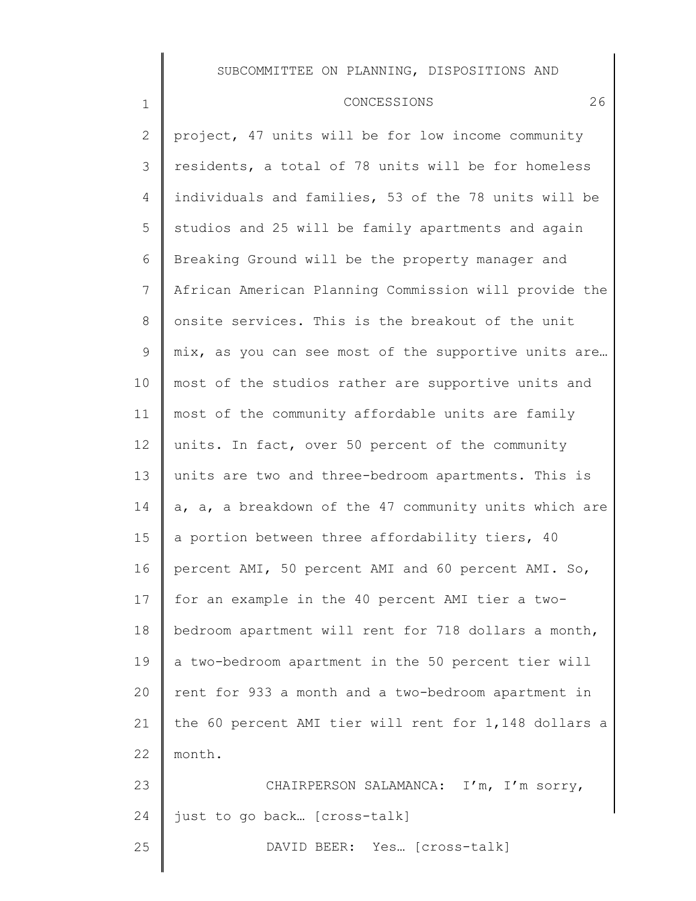project, 47 units will be for low income community residents, a total of 78 units will be for homeless individuals and families, 53 of the 78 units will be studios and 25 will be family apartments and again Breaking Ground will be the property manager and African American Planning Commission will provide the onsite services. This is the breakout of the unit mix, as you can see most of the supportive units are… most of the studios rather are supportive units and most of the community affordable units are family units. In fact, over 50 percent of the community units are two and three-bedroom apartments. This is a, a, a breakdown of the 47 community units which are a portion between three affordability tiers, 40 percent AMI, 50 percent AMI and 60 percent AMI. So, for an example in the 40 percent AMI tier a two-bedroom apartment will rent for 718 dollars a month, a two-bedroom apartment in the 50 percent tier will rent for 933 a month and a two-bedroom apartment in the 60 percent AMI tier will rent for 1,148 dollars a month.

CHAIRPERSON SALAMANCA: I'm, I'm sorry, just to go back… [cross-talk]

DAVID BEER: Yes… [cross-talk]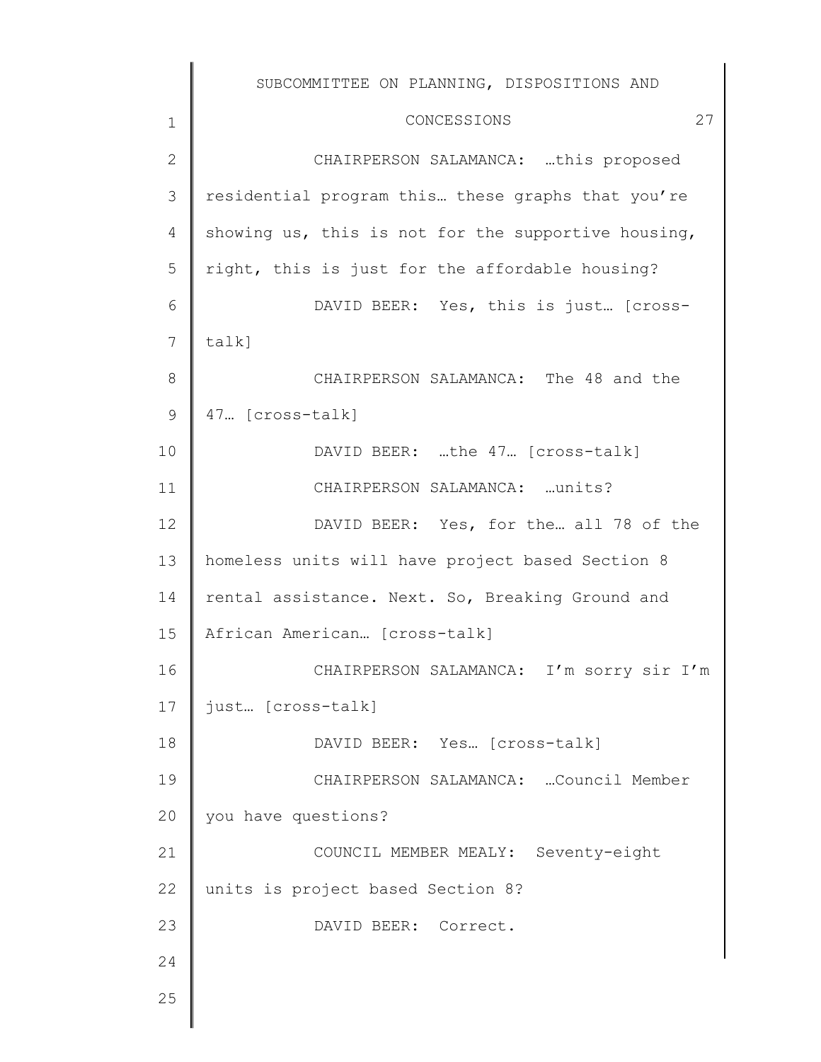CHAIRPERSON SALAMANCA: …this proposed residential program this… these graphs that you're showing us, this is not for the supportive housing, right, this is just for the affordable housing?

DAVID BEER: Yes, this is just… [cross-talk]

CHAIRPERSON SALAMANCA: The 48 and the 47… [cross-talk]

DAVID BEER: …the 47… [cross-talk]

CHAIRPERSON SALAMANCA: …units?

DAVID BEER: Yes, for the… all 78 of the homeless units will have project based Section 8 rental assistance. Next. So, Breaking Ground and African American… [cross-talk]

CHAIRPERSON SALAMANCA: I'm sorry sir I'm just… [cross-talk]

DAVID BEER: Yes… [cross-talk]

CHAIRPERSON SALAMANCA: …Council Member you have questions?

COUNCIL MEMBER MEALY: Seventy-eight units is project based Section 8?

DAVID BEER: Correct.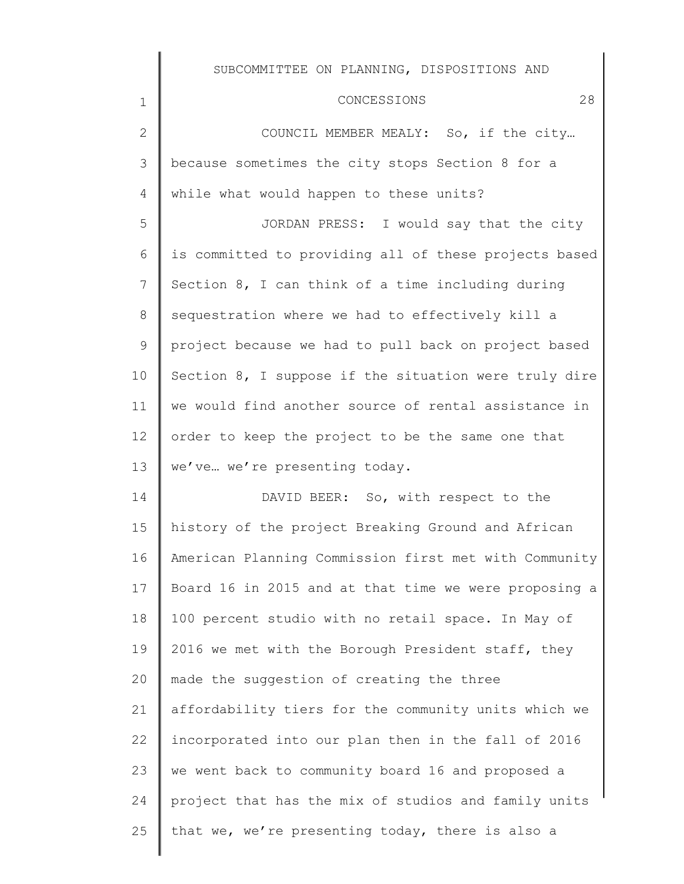COUNCIL MEMBER MEALY: So, if the city… because sometimes the city stops Section 8 for a while what would happen to these units?

JORDAN PRESS: I would say that the city is committed to providing all of these projects based Section 8, I can think of a time including during sequestration where we had to effectively kill a project because we had to pull back on project based Section 8, I suppose if the situation were truly dire we would find another source of rental assistance in order to keep the project to be the same one that we've… we're presenting today.

DAVID BEER: So, with respect to the history of the project Breaking Ground and African American Planning Commission first met with Community Board 16 in 2015 and at that time we were proposing a 100 percent studio with no retail space. In May of 2016 we met with the Borough President staff, they made the suggestion of creating the three affordability tiers for the community units which we incorporated into our plan then in the fall of 2016 we went back to community board 16 and proposed a project that has the mix of studios and family units that we, we're presenting today, there is also a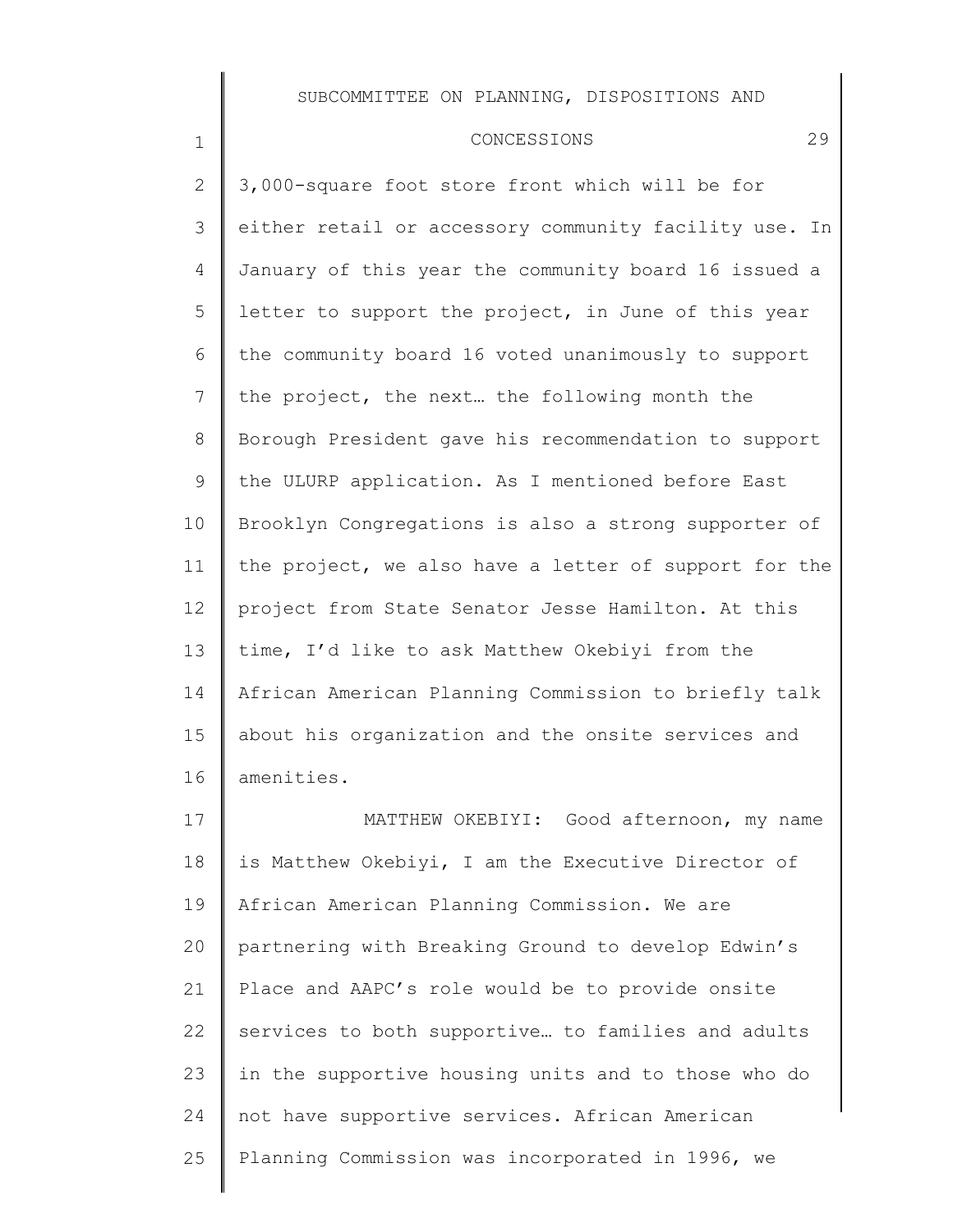3,000-square foot store front which will be for either retail or accessory community facility use. In January of this year the community board 16 issued a letter to support the project, in June of this year the community board 16 voted unanimously to support the project, the next… the following month the Borough President gave his recommendation to support the ULURP application. As I mentioned before East Brooklyn Congregations is also a strong supporter of the project, we also have a letter of support for the project from State Senator Jesse Hamilton. At this time, I'd like to ask Matthew Okebiyi from the African American Planning Commission to briefly talk about his organization and the onsite services and amenities.

MATTHEW OKEBIYI: Good afternoon, my name is Matthew Okebiyi, I am the Executive Director of African American Planning Commission. We are partnering with Breaking Ground to develop Edwin's Place and AAPC's role would be to provide onsite services to both supportive… to families and adults in the supportive housing units and to those who do not have supportive services. African American Planning Commission was incorporated in 1996, we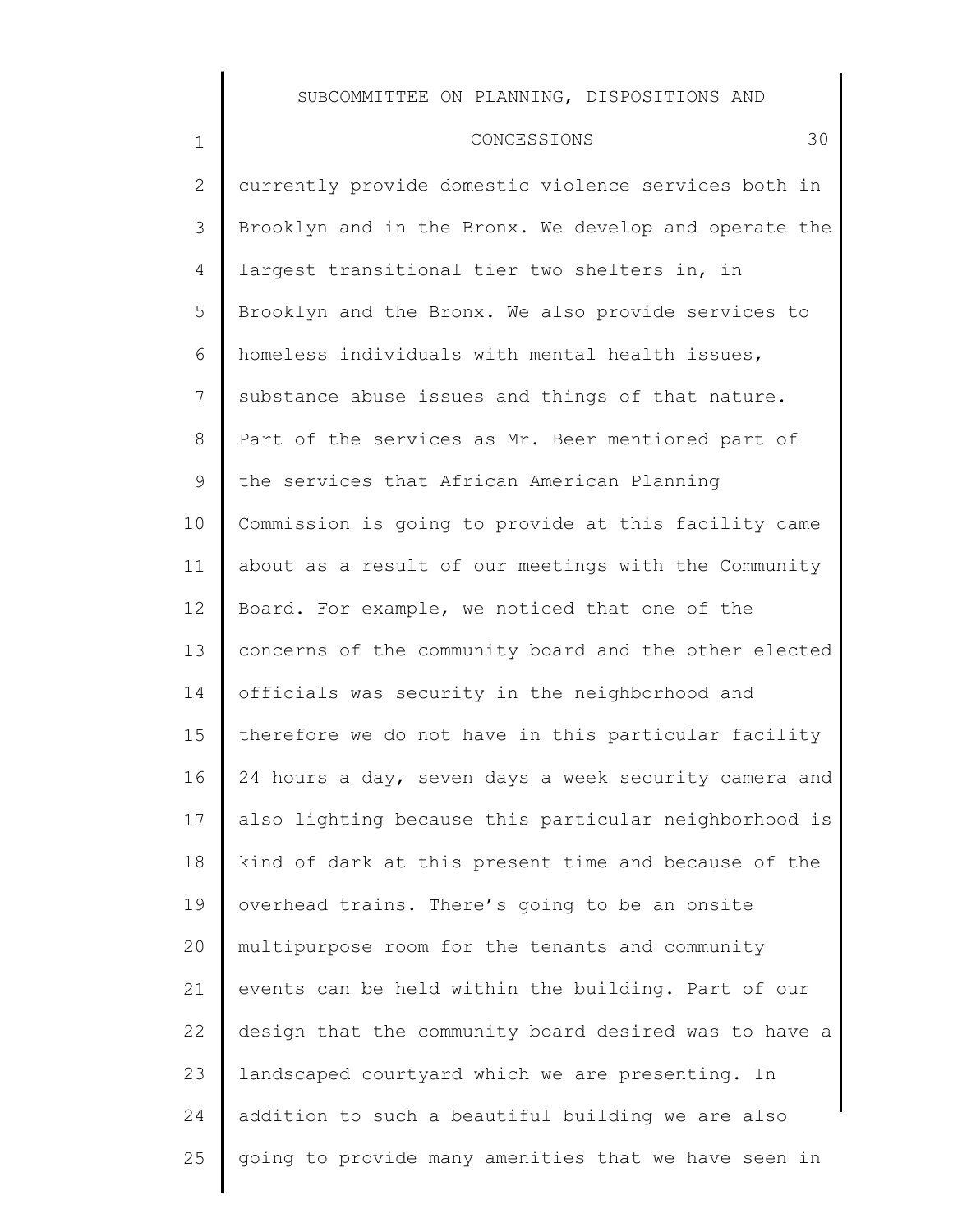currently provide domestic violence services both in Brooklyn and in the Bronx. We develop and operate the largest transitional tier two shelters in, in Brooklyn and the Bronx. We also provide services to homeless individuals with mental health issues, substance abuse issues and things of that nature. Part of the services as Mr. Beer mentioned part of the services that African American Planning Commission is going to provide at this facility came about as a result of our meetings with the Community Board. For example, we noticed that one of the concerns of the community board and the other elected officials was security in the neighborhood and therefore we do not have in this particular facility 24 hours a day, seven days a week security camera and also lighting because this particular neighborhood is kind of dark at this present time and because of the overhead trains. There's going to be an onsite multipurpose room for the tenants and community events can be held within the building. Part of our design that the community board desired was to have a landscaped courtyard which we are presenting. In addition to such a beautiful building we are also going to provide many amenities that we have seen in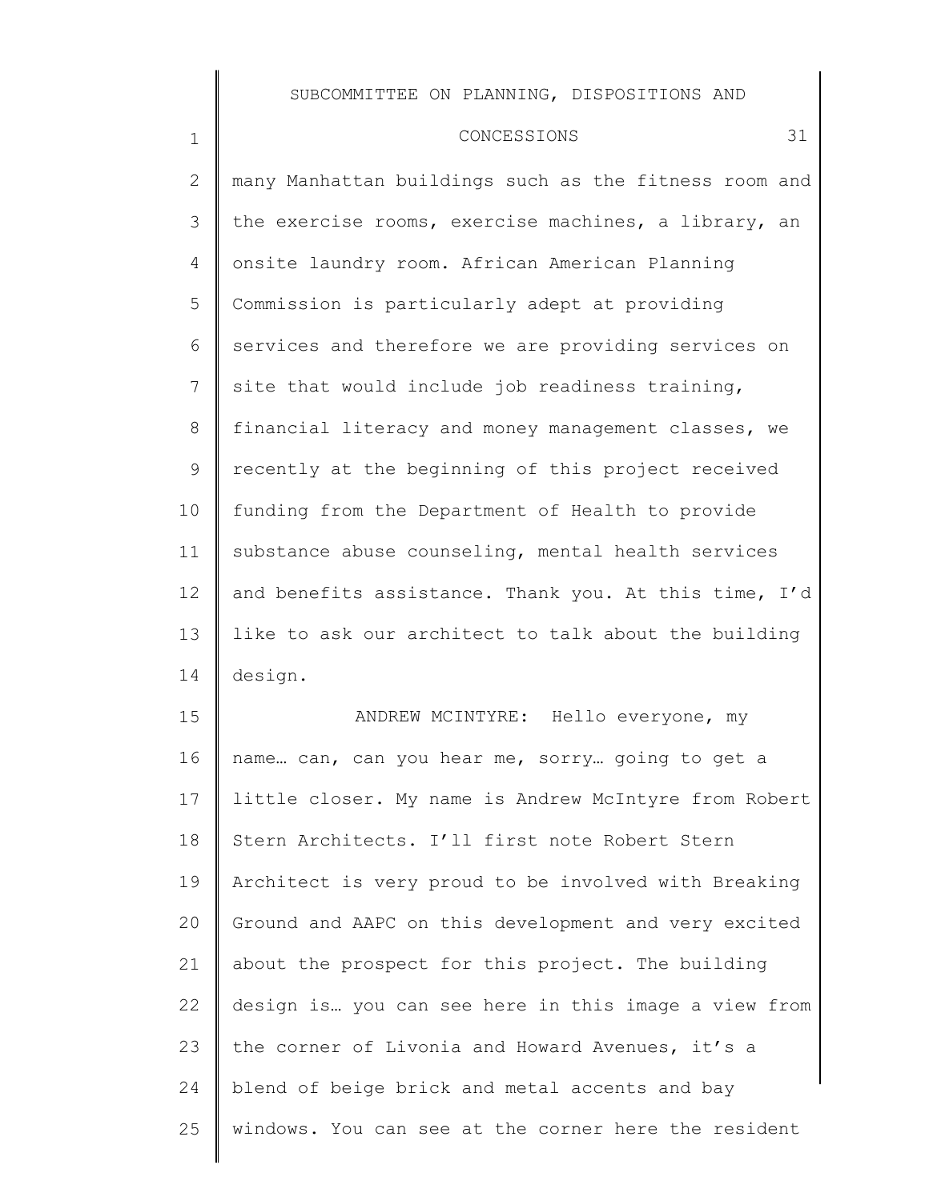many Manhattan buildings such as the fitness room and the exercise rooms, exercise machines, a library, an onsite laundry room. African American Planning Commission is particularly adept at providing services and therefore we are providing services on site that would include job readiness training, financial literacy and money management classes, we recently at the beginning of this project received funding from the Department of Health to provide substance abuse counseling, mental health services and benefits assistance. Thank you. At this time, I'd like to ask our architect to talk about the building design.

ANDREW MCINTYRE: Hello everyone, my name… can, can you hear me, sorry… going to get a little closer. My name is Andrew McIntyre from Robert Stern Architects. I'll first note Robert Stern Architect is very proud to be involved with Breaking Ground and AAPC on this development and very excited about the prospect for this project. The building design is… you can see here in this image a view from the corner of Livonia and Howard Avenues, it's a blend of beige brick and metal accents and bay windows. You can see at the corner here the resident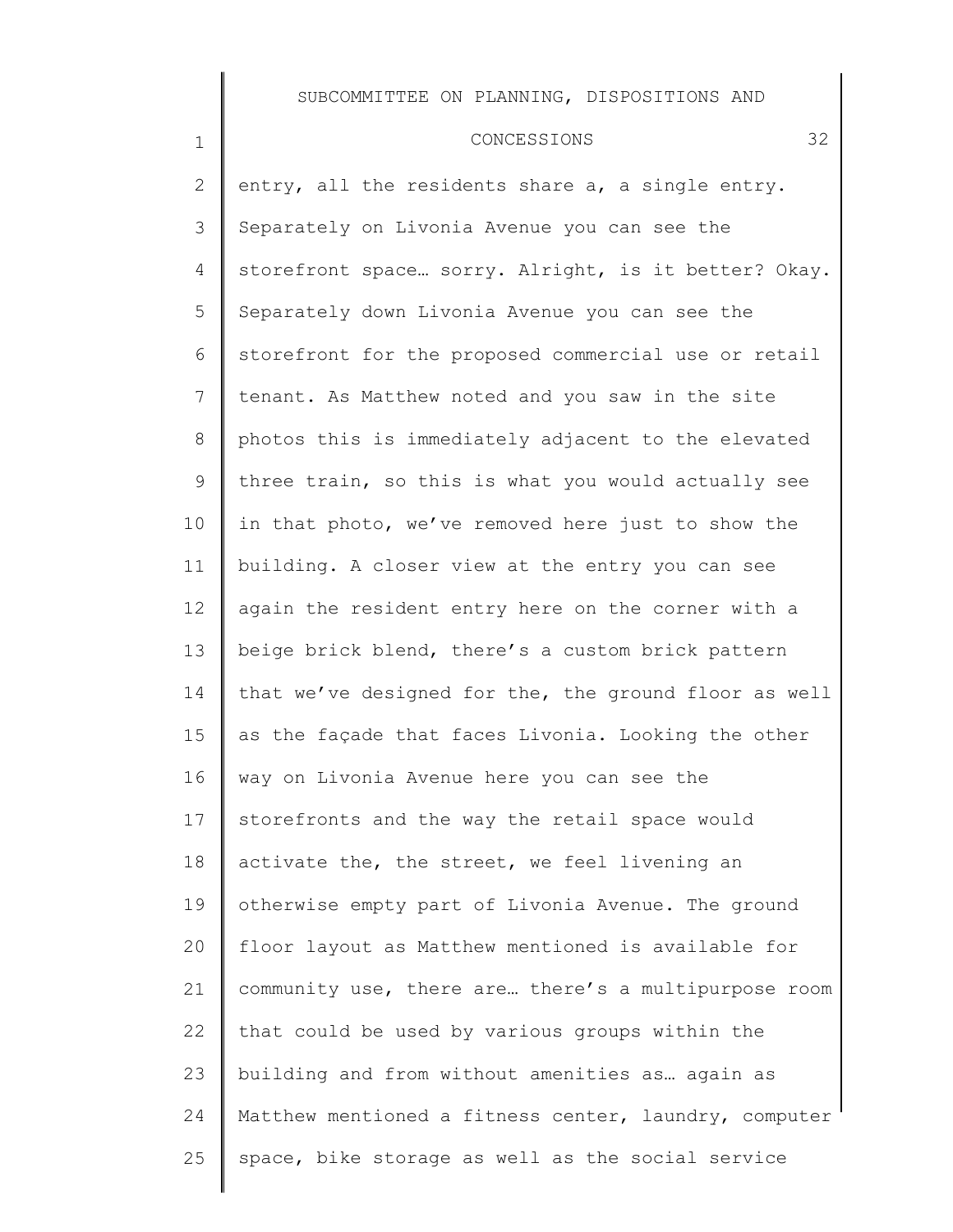entry, all the residents share a, a single entry. Separately on Livonia Avenue you can see the storefront space… sorry. Alright, is it better? Okay. Separately down Livonia Avenue you can see the storefront for the proposed commercial use or retail tenant. As Matthew noted and you saw in the site photos this is immediately adjacent to the elevated three train, so this is what you would actually see in that photo, we've removed here just to show the building. A closer view at the entry you can see again the resident entry here on the corner with a beige brick blend, there's a custom brick pattern that we've designed for the, the ground floor as well as the façade that faces Livonia. Looking the other way on Livonia Avenue here you can see the storefronts and the way the retail space would activate the, the street, we feel livening an otherwise empty part of Livonia Avenue. The ground floor layout as Matthew mentioned is available for community use, there are… there's a multipurpose room that could be used by various groups within the building and from without amenities as… again as Matthew mentioned a fitness center, laundry, computer space, bike storage as well as the social service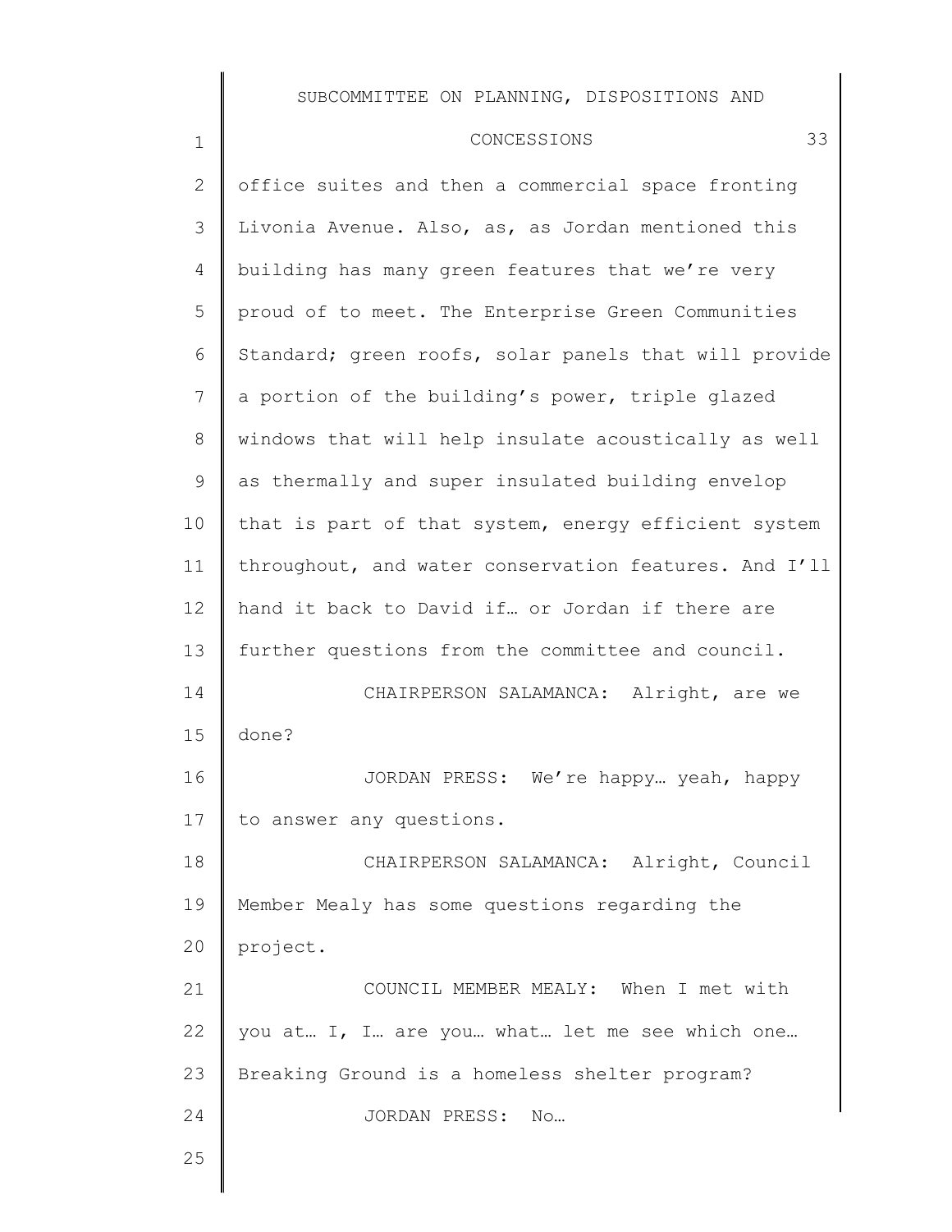office suites and then a commercial space fronting Livonia Avenue. Also, as, as Jordan mentioned this building has many green features that we're very proud of to meet. The Enterprise Green Communities Standard; green roofs, solar panels that will provide a portion of the building's power, triple glazed windows that will help insulate acoustically as well as thermally and super insulated building envelop that is part of that system, energy efficient system throughout, and water conservation features. And I'll hand it back to David if… or Jordan if there are further questions from the committee and council.

CHAIRPERSON SALAMANCA: Alright, are we done?

JORDAN PRESS: We're happy… yeah, happy to answer any questions.

CHAIRPERSON SALAMANCA: Alright, Council Member Mealy has some questions regarding the project.

COUNCIL MEMBER MEALY: When I met with you at… I, I… are you… what… let me see which one… Breaking Ground is a homeless shelter program?

JORDAN PRESS: No…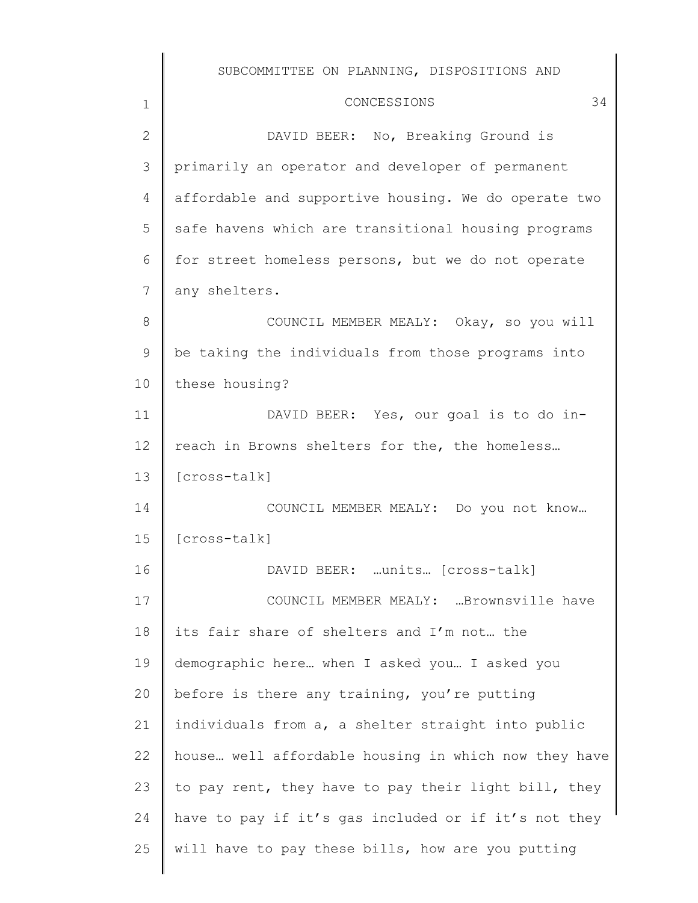DAVID BEER: No, Breaking Ground is primarily an operator and developer of permanent affordable and supportive housing. We do operate two safe havens which are transitional housing programs for street homeless persons, but we do not operate any shelters.

COUNCIL MEMBER MEALY: Okay, so you will be taking the individuals from those programs into these housing?

DAVID BEER: Yes, our goal is to do in-reach in Browns shelters for the, the homeless… [cross-talk]

COUNCIL MEMBER MEALY: Do you not know… [cross-talk]

DAVID BEER: …units… [cross-talk]

COUNCIL MEMBER MEALY: …Brownsville have its fair share of shelters and I'm not… the demographic here… when I asked you… I asked you before is there any training, you're putting individuals from a, a shelter straight into public house… well affordable housing in which now they have to pay rent, they have to pay their light bill, they have to pay if it's gas included or if it's not they will have to pay these bills, how are you putting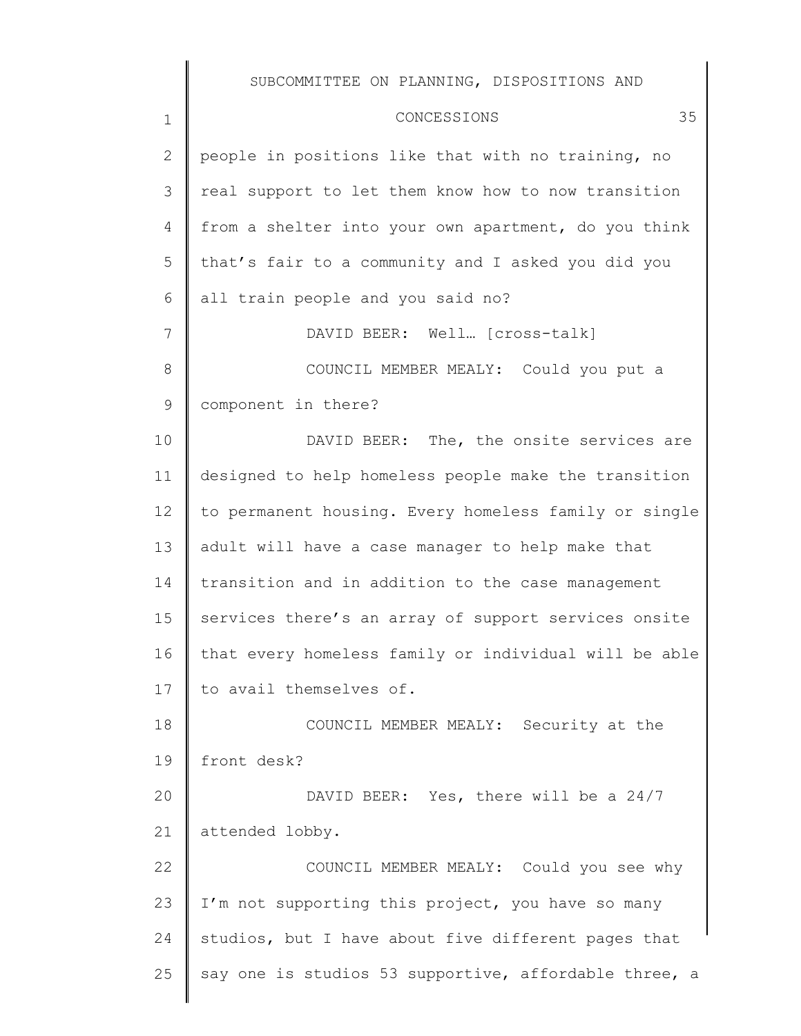people in positions like that with no training, no real support to let them know how to now transition from a shelter into your own apartment, do you think that's fair to a community and I asked you did you all train people and you said no?

DAVID BEER: Well… [cross-talk]

COUNCIL MEMBER MEALY: Could you put a component in there?

DAVID BEER: The, the onsite services are designed to help homeless people make the transition to permanent housing. Every homeless family or single adult will have a case manager to help make that transition and in addition to the case management services there's an array of support services onsite that every homeless family or individual will be able to avail themselves of.

COUNCIL MEMBER MEALY: Security at the front desk?

DAVID BEER: Yes, there will be a 24/7 attended lobby.

COUNCIL MEMBER MEALY: Could you see why I'm not supporting this project, you have so many studios, but I have about five different pages that say one is studios 53 supportive, affordable three, a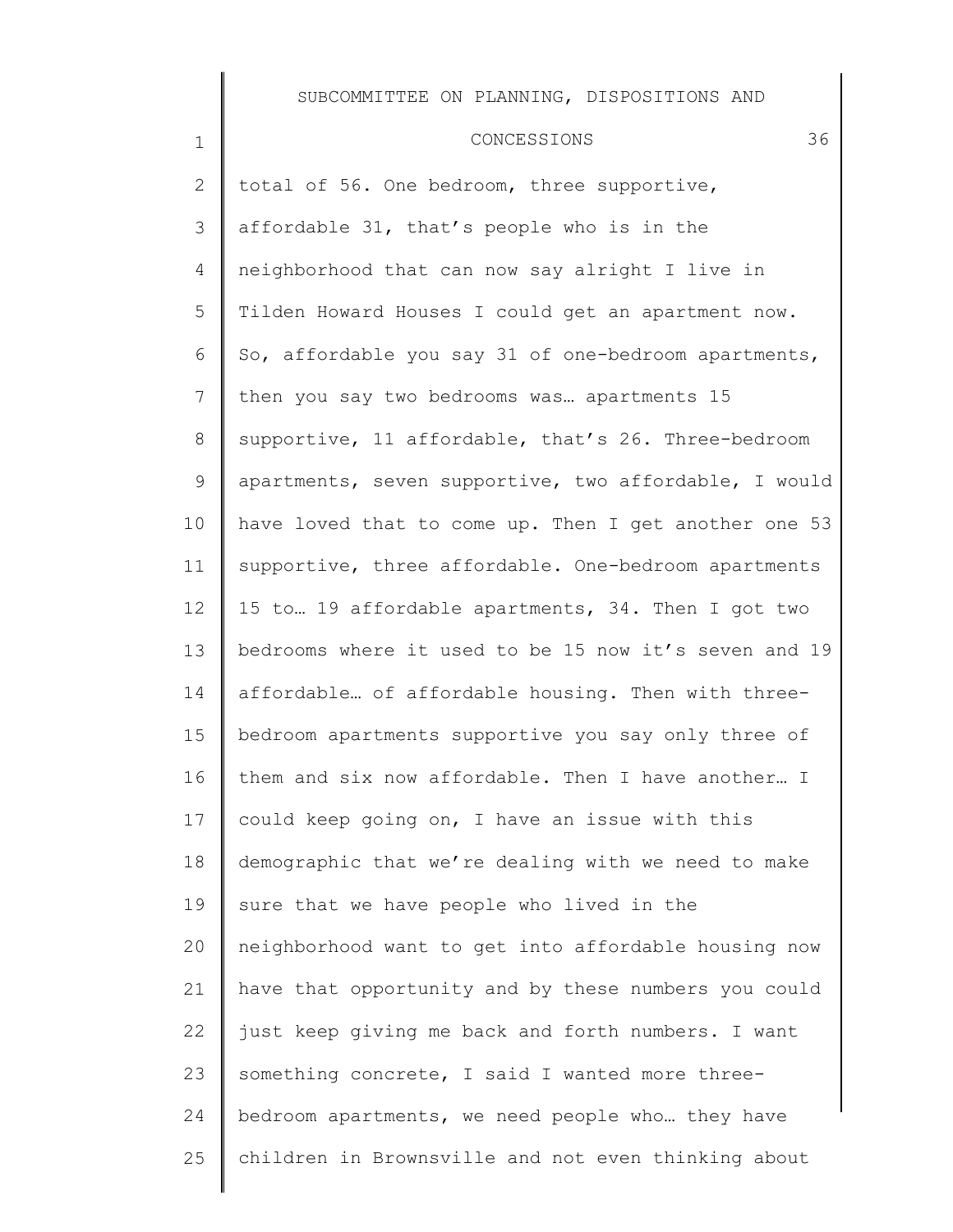total of 56. One bedroom, three supportive, affordable 31, that's people who is in the neighborhood that can now say alright I live in Tilden Howard Houses I could get an apartment now. So, affordable you say 31 of one-bedroom apartments, then you say two bedrooms was… apartments 15 supportive, 11 affordable, that's 26. Three-bedroom apartments, seven supportive, two affordable, I would have loved that to come up. Then I get another one 53 supportive, three affordable. One-bedroom apartments 15 to… 19 affordable apartments, 34. Then I got two bedrooms where it used to be 15 now it's seven and 19 affordable… of affordable housing. Then with three-bedroom apartments supportive you say only three of them and six now affordable. Then I have another… I could keep going on, I have an issue with this demographic that we're dealing with we need to make sure that we have people who lived in the neighborhood want to get into affordable housing now have that opportunity and by these numbers you could just keep giving me back and forth numbers. I want something concrete, I said I wanted more three-bedroom apartments, we need people who… they have children in Brownsville and not even thinking about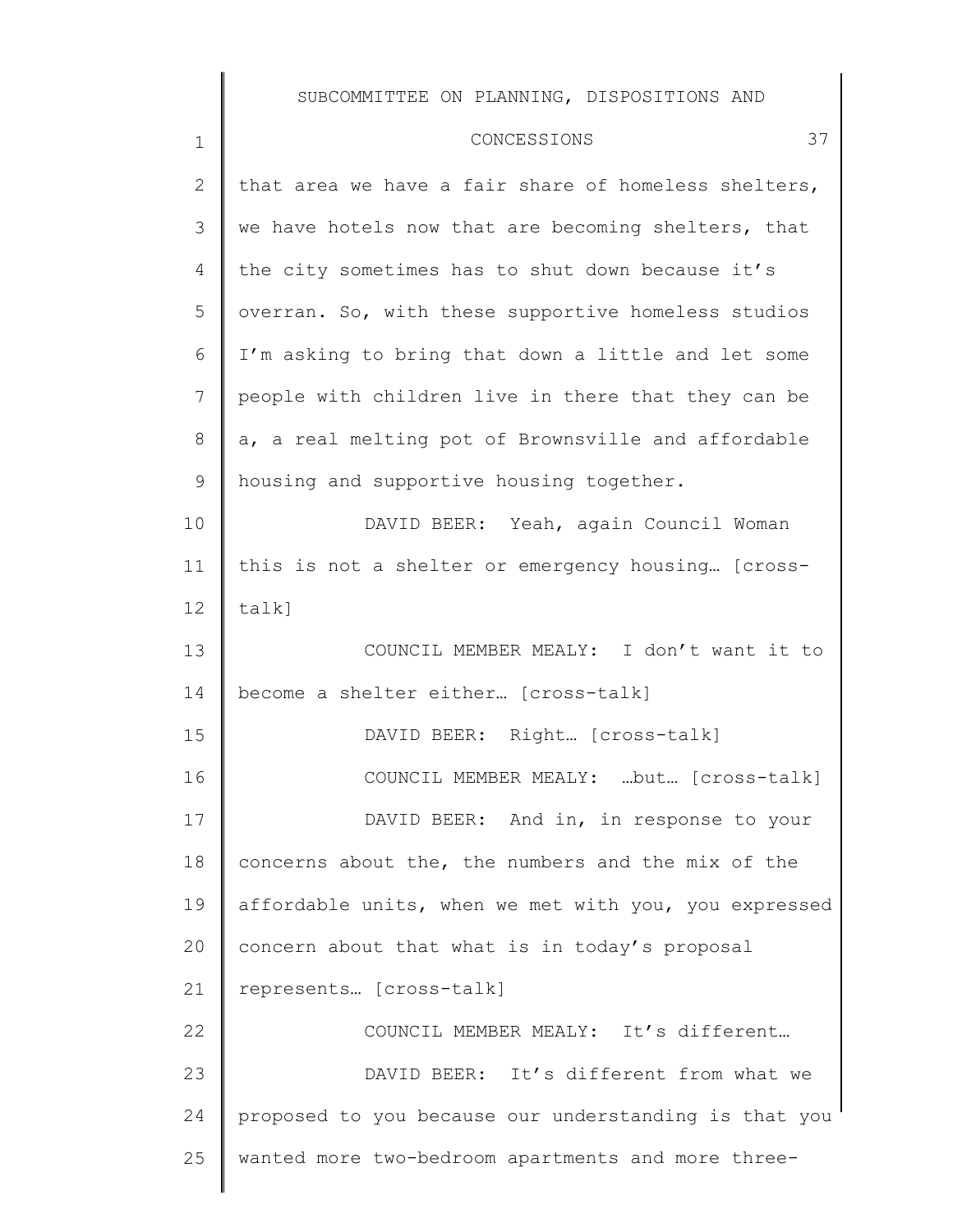that area we have a fair share of homeless shelters, we have hotels now that are becoming shelters, that the city sometimes has to shut down because it's overran. So, with these supportive homeless studios I'm asking to bring that down a little and let some people with children live in there that they can be a, a real melting pot of Brownsville and affordable housing and supportive housing together.

DAVID BEER: Yeah, again Council Woman this is not a shelter or emergency housing… [cross-talk]

COUNCIL MEMBER MEALY: I don't want it to become a shelter either… [cross-talk]

DAVID BEER: Right… [cross-talk]

COUNCIL MEMBER MEALY: …but… [cross-talk]

DAVID BEER: And in, in response to your concerns about the, the numbers and the mix of the affordable units, when we met with you, you expressed concern about that what is in today's proposal represents… [cross-talk]

COUNCIL MEMBER MEALY: It's different…

DAVID BEER: It's different from what we proposed to you because our understanding is that you wanted more two-bedroom apartments and more three-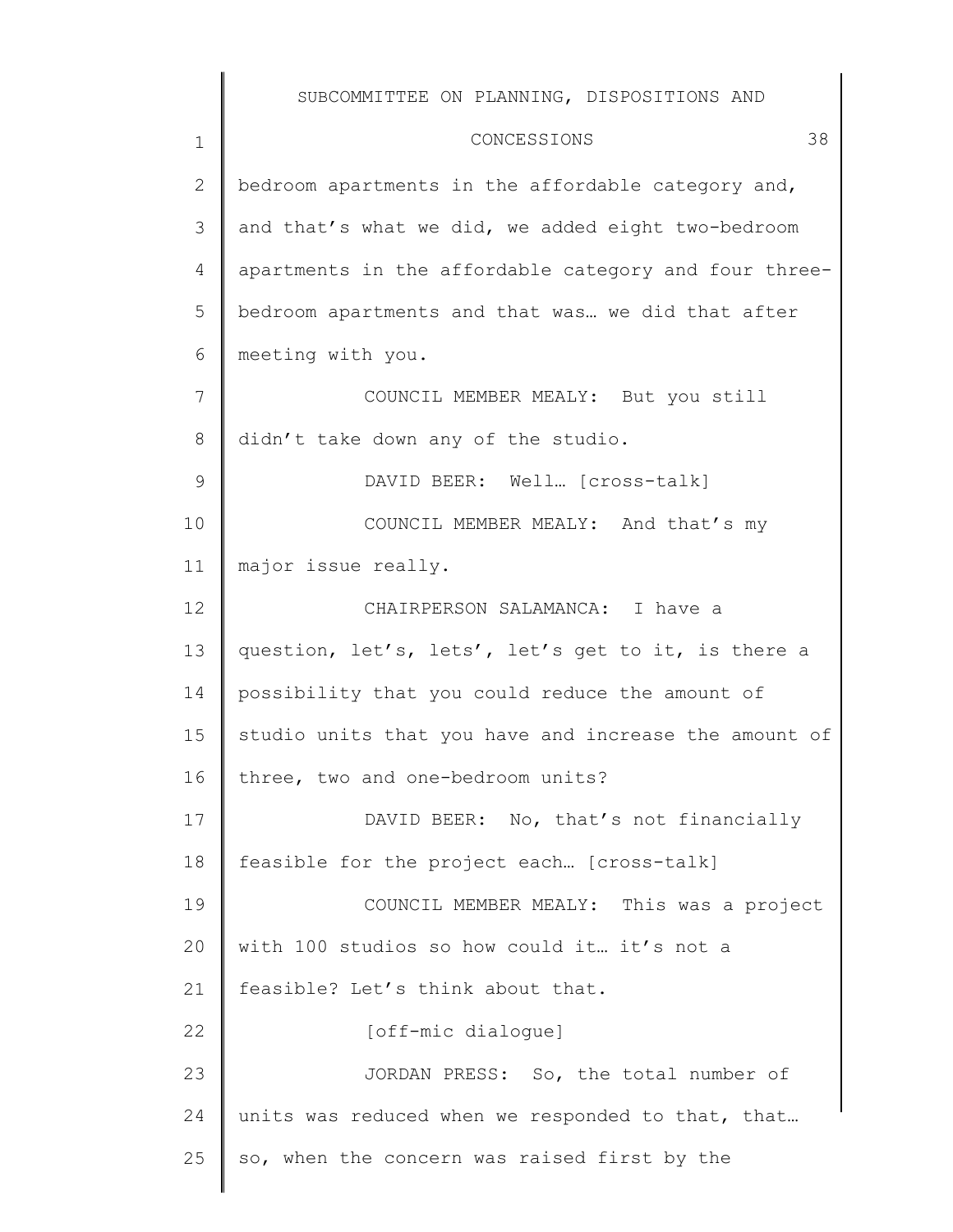bedroom apartments in the affordable category and, and that's what we did, we added eight two-bedroom apartments in the affordable category and four three-bedroom apartments and that was… we did that after meeting with you.

COUNCIL MEMBER MEALY: But you still didn't take down any of the studio.

DAVID BEER: Well… [cross-talk]

COUNCIL MEMBER MEALY: And that's my major issue really.

CHAIRPERSON SALAMANCA: I have a question, let's, lets', let's get to it, is there a possibility that you could reduce the amount of studio units that you have and increase the amount of three, two and one-bedroom units?

DAVID BEER: No, that's not financially feasible for the project each… [cross-talk]

COUNCIL MEMBER MEALY: This was a project with 100 studios so how could it… it's not a feasible? Let's think about that.

[off-mic dialogue]

JORDAN PRESS: So, the total number of units was reduced when we responded to that, that… so, when the concern was raised first by the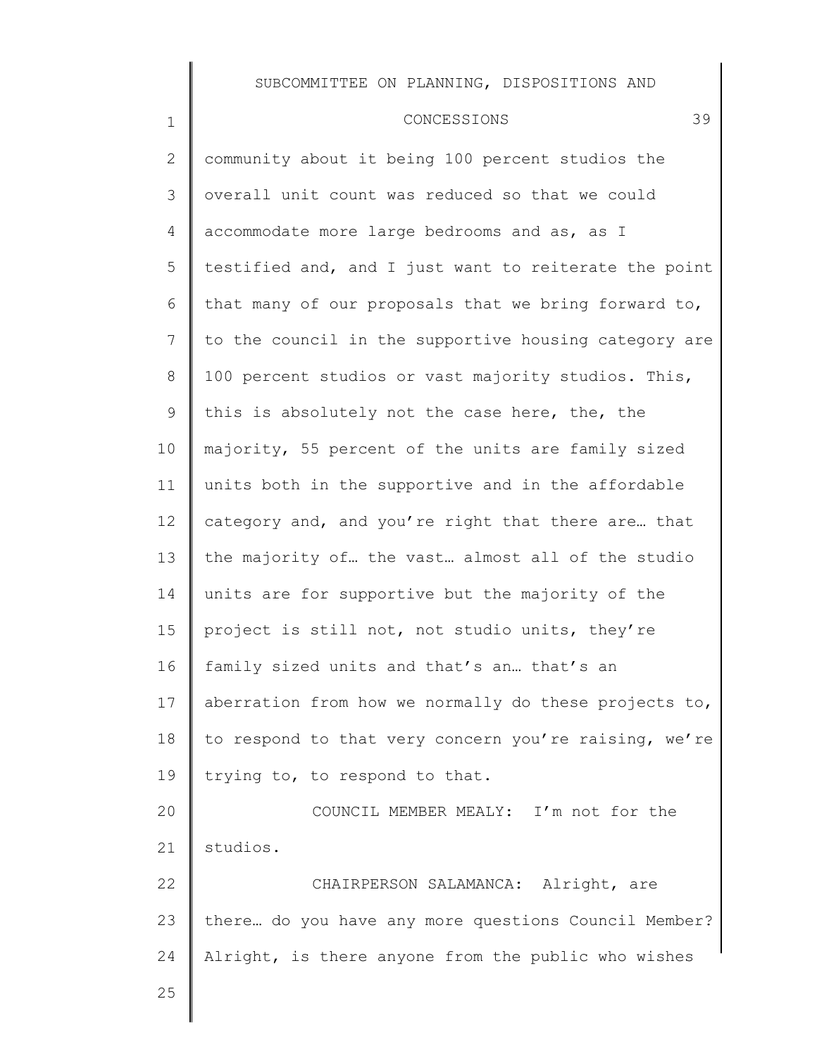community about it being 100 percent studios the overall unit count was reduced so that we could accommodate more large bedrooms and as, as I testified and, and I just want to reiterate the point that many of our proposals that we bring forward to, to the council in the supportive housing category are 100 percent studios or vast majority studios. This, this is absolutely not the case here, the, the majority, 55 percent of the units are family sized units both in the supportive and in the affordable category and, and you're right that there are… that the majority of… the vast… almost all of the studio units are for supportive but the majority of the project is still not, not studio units, they're family sized units and that's an… that's an aberration from how we normally do these projects to, to respond to that very concern you're raising, we're trying to, to respond to that.

COUNCIL MEMBER MEALY: I'm not for the studios.

CHAIRPERSON SALAMANCA: Alright, are there… do you have any more questions Council Member? Alright, is there anyone from the public who wishes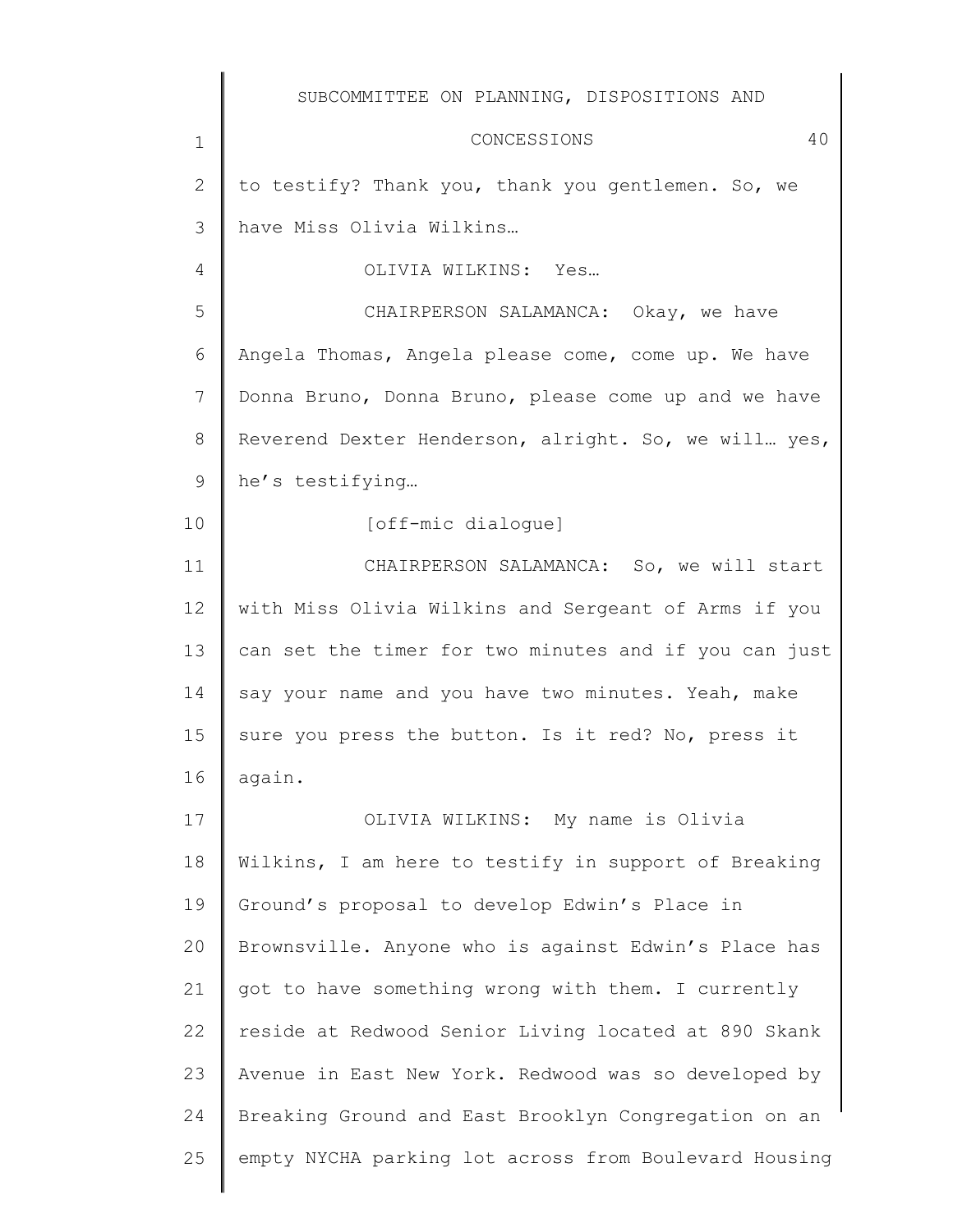to testify? Thank you, thank you gentlemen. So, we have Miss Olivia Wilkins…

OLIVIA WILKINS: Yes…

CHAIRPERSON SALAMANCA: Okay, we have Angela Thomas, Angela please come, come up. We have Donna Bruno, Donna Bruno, please come up and we have Reverend Dexter Henderson, alright. So, we will… yes, he's testifying…

[off-mic dialogue]

CHAIRPERSON SALAMANCA: So, we will start with Miss Olivia Wilkins and Sergeant of Arms if you can set the timer for two minutes and if you can just say your name and you have two minutes. Yeah, make sure you press the button. Is it red? No, press it again.

OLIVIA WILKINS: My name is Olivia Wilkins, I am here to testify in support of Breaking Ground's proposal to develop Edwin's Place in Brownsville. Anyone who is against Edwin's Place has got to have something wrong with them. I currently reside at Redwood Senior Living located at 890 Skank Avenue in East New York. Redwood was so developed by Breaking Ground and East Brooklyn Congregation on an empty NYCHA parking lot across from Boulevard Housing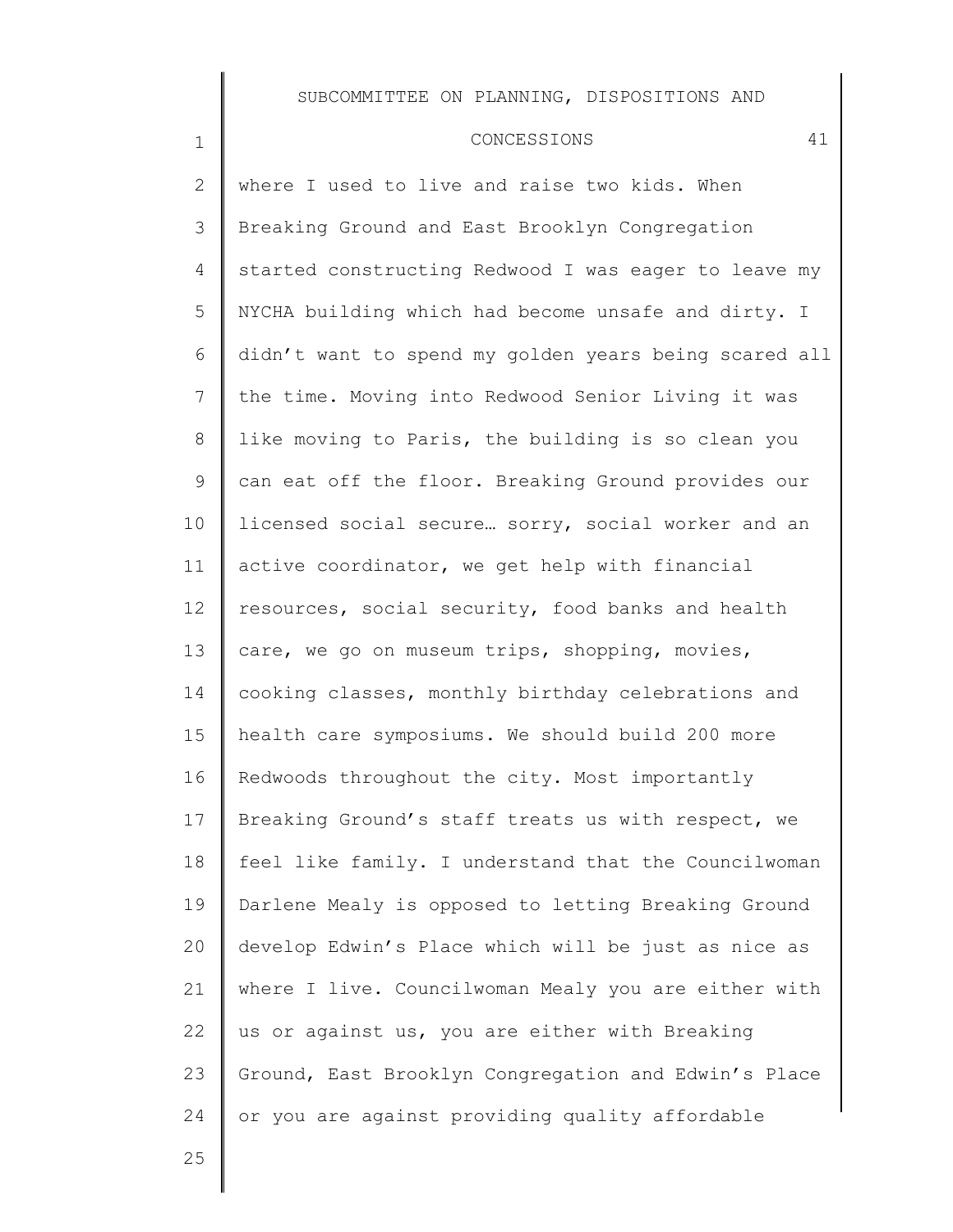where I used to live and raise two kids. When Breaking Ground and East Brooklyn Congregation started constructing Redwood I was eager to leave my NYCHA building which had become unsafe and dirty. I didn't want to spend my golden years being scared all the time. Moving into Redwood Senior Living it was like moving to Paris, the building is so clean you can eat off the floor. Breaking Ground provides our licensed social secure… sorry, social worker and an active coordinator, we get help with financial resources, social security, food banks and health care, we go on museum trips, shopping, movies, cooking classes, monthly birthday celebrations and health care symposiums. We should build 200 more Redwoods throughout the city. Most importantly Breaking Ground's staff treats us with respect, we feel like family. I understand that the Councilwoman Darlene Mealy is opposed to letting Breaking Ground develop Edwin's Place which will be just as nice as where I live. Councilwoman Mealy you are either with us or against us, you are either with Breaking Ground, East Brooklyn Congregation and Edwin's Place or you are against providing quality affordable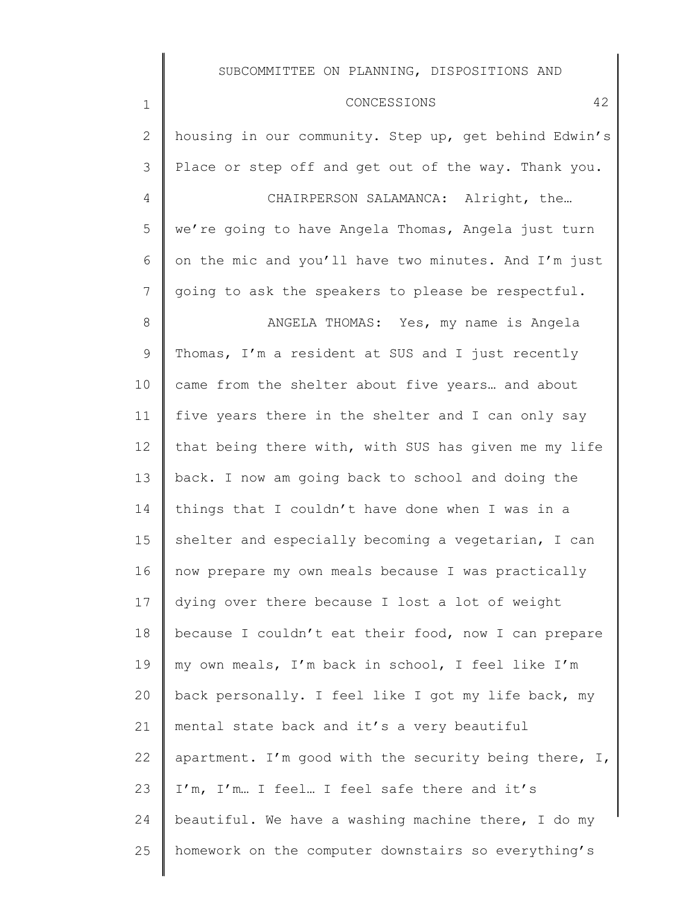housing in our community. Step up, get behind Edwin's Place or step off and get out of the way. Thank you.

CHAIRPERSON SALAMANCA: Alright, the… we're going to have Angela Thomas, Angela just turn on the mic and you'll have two minutes. And I'm just going to ask the speakers to please be respectful.

ANGELA THOMAS: Yes, my name is Angela Thomas, I'm a resident at SUS and I just recently came from the shelter about five years… and about five years there in the shelter and I can only say that being there with, with SUS has given me my life back. I now am going back to school and doing the things that I couldn't have done when I was in a shelter and especially becoming a vegetarian, I can now prepare my own meals because I was practically dying over there because I lost a lot of weight because I couldn't eat their food, now I can prepare my own meals, I'm back in school, I feel like I'm back personally. I feel like I got my life back, my mental state back and it's a very beautiful apartment. I'm good with the security being there, I, I'm, I'm… I feel… I feel safe there and it's beautiful. We have a washing machine there, I do my homework on the computer downstairs so everything's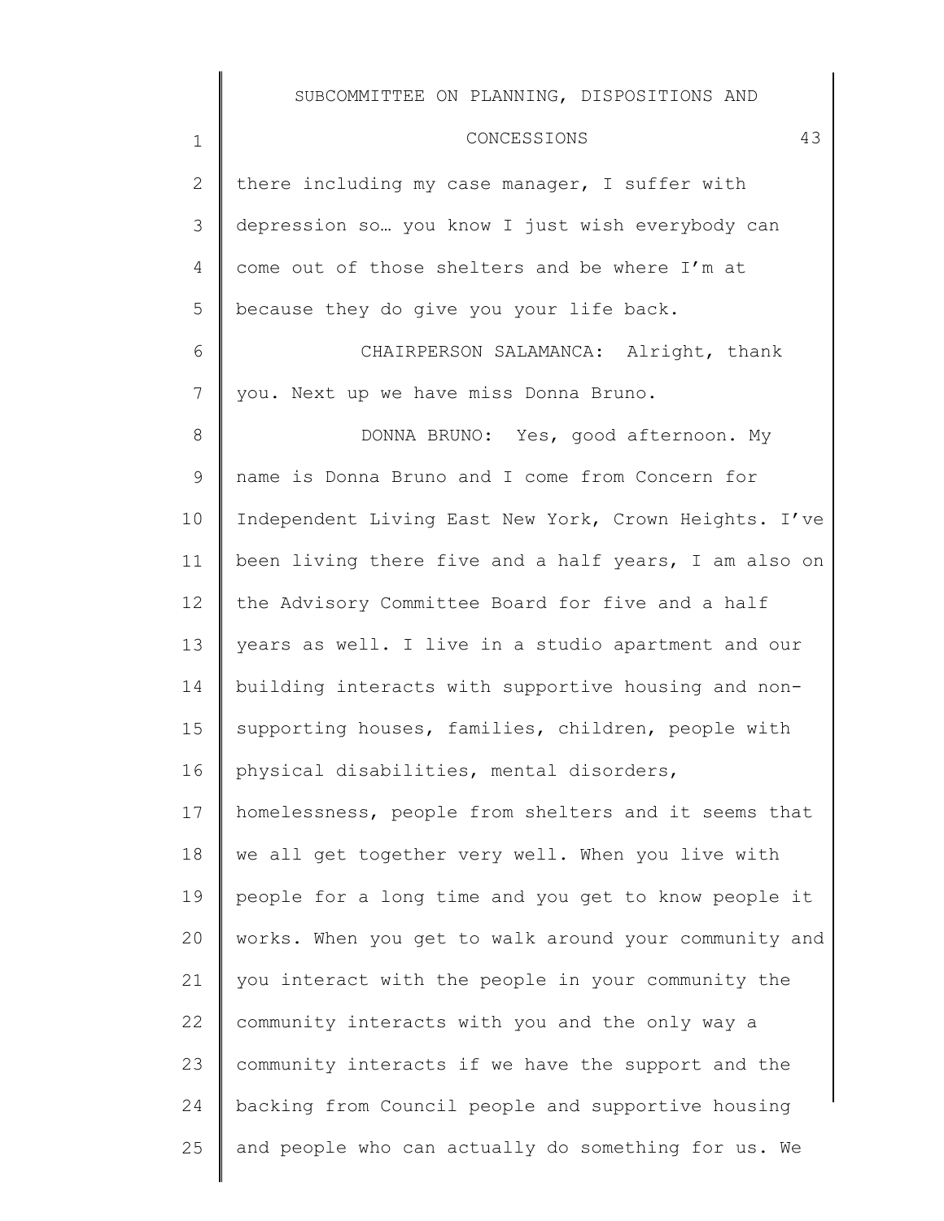there including my case manager, I suffer with depression so… you know I just wish everybody can come out of those shelters and be where I'm at because they do give you your life back.

CHAIRPERSON SALAMANCA: Alright, thank you. Next up we have miss Donna Bruno.

DONNA BRUNO: Yes, good afternoon. My name is Donna Bruno and I come from Concern for Independent Living East New York, Crown Heights. I've been living there five and a half years, I am also on the Advisory Committee Board for five and a half years as well. I live in a studio apartment and our building interacts with supportive housing and non-supporting houses, families, children, people with physical disabilities, mental disorders, homelessness, people from shelters and it seems that we all get together very well. When you live with people for a long time and you get to know people it works. When you get to walk around your community and you interact with the people in your community the community interacts with you and the only way a community interacts if we have the support and the backing from Council people and supportive housing and people who can actually do something for us. We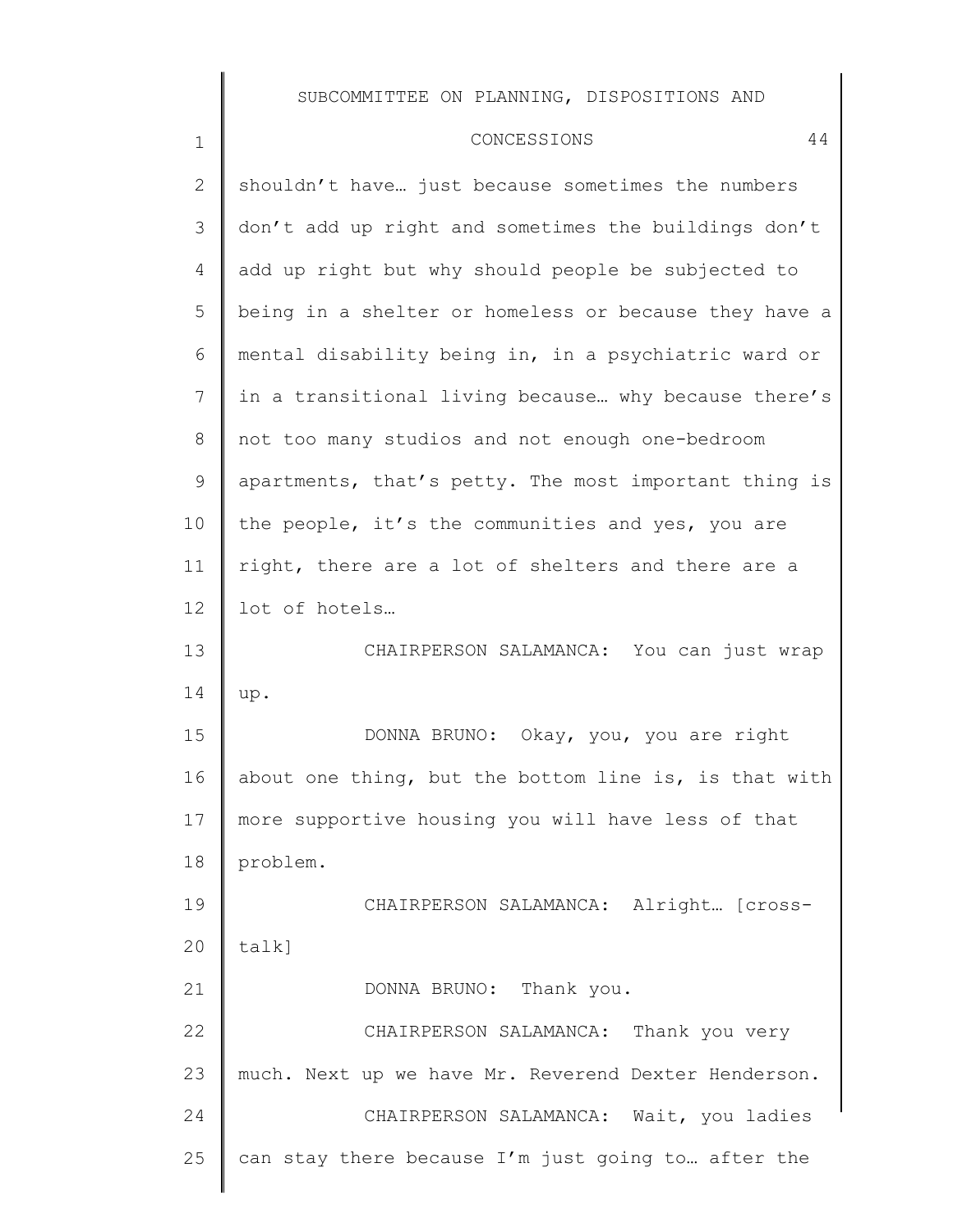shouldn't have… just because sometimes the numbers don't add up right and sometimes the buildings don't add up right but why should people be subjected to being in a shelter or homeless or because they have a mental disability being in, in a psychiatric ward or in a transitional living because… why because there's not too many studios and not enough one-bedroom apartments, that's petty. The most important thing is the people, it's the communities and yes, you are right, there are a lot of shelters and there are a lot of hotels…

CHAIRPERSON SALAMANCA: You can just wrap up.

DONNA BRUNO: Okay, you, you are right about one thing, but the bottom line is, is that with more supportive housing you will have less of that problem.

CHAIRPERSON SALAMANCA: Alright… [cross-talk]

DONNA BRUNO: Thank you.

CHAIRPERSON SALAMANCA: Thank you very much. Next up we have Mr. Reverend Dexter Henderson.

CHAIRPERSON SALAMANCA: Wait, you ladies can stay there because I'm just going to… after the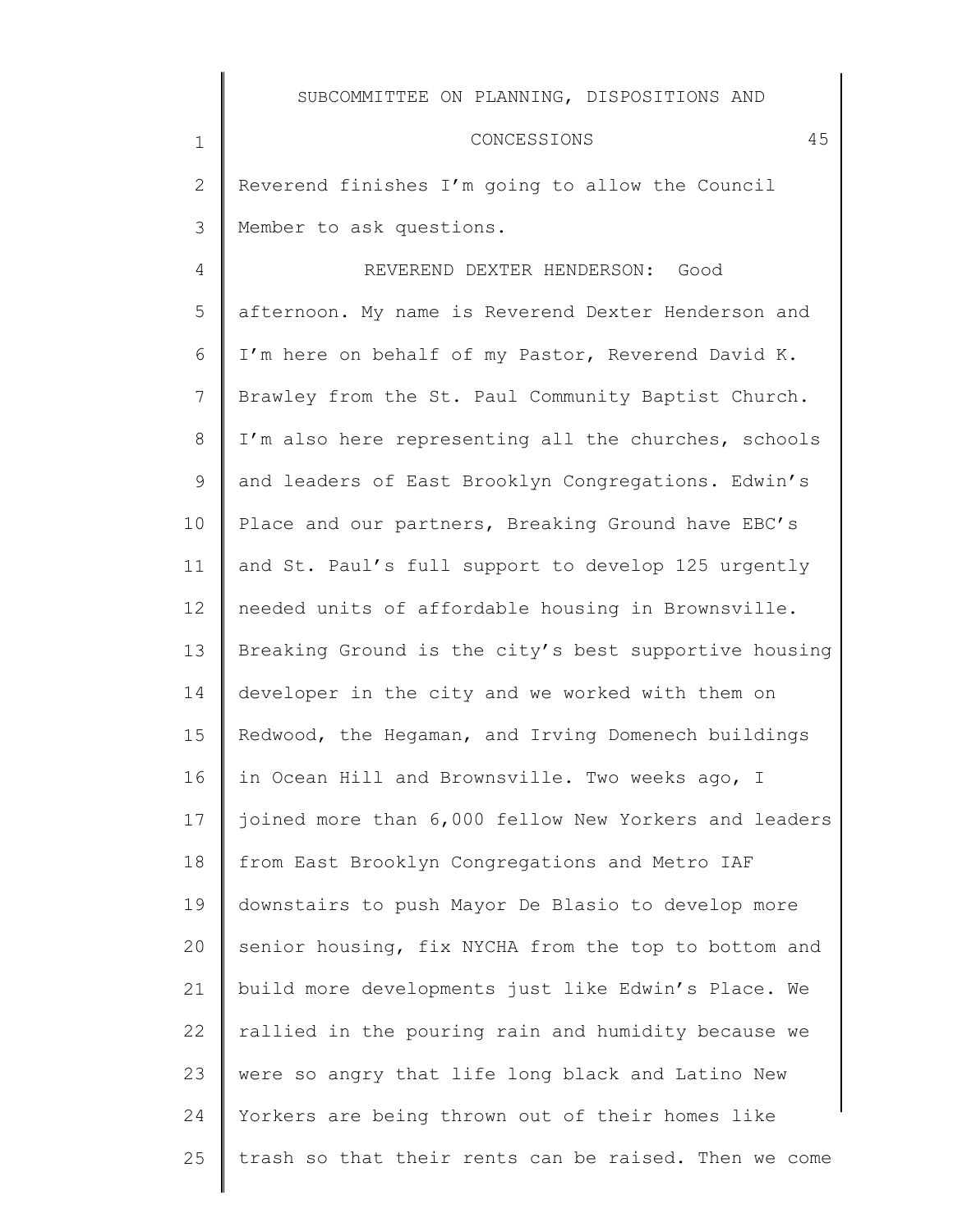Reverend finishes I'm going to allow the Council Member to ask questions.

REVEREND DEXTER HENDERSON: Good afternoon. My name is Reverend Dexter Henderson and I'm here on behalf of my Pastor, Reverend David K. Brawley from the St. Paul Community Baptist Church. I'm also here representing all the churches, schools and leaders of East Brooklyn Congregations. Edwin's Place and our partners, Breaking Ground have EBC's and St. Paul's full support to develop 125 urgently needed units of affordable housing in Brownsville. Breaking Ground is the city's best supportive housing developer in the city and we worked with them on Redwood, the Hegaman, and Irving Domenech buildings in Ocean Hill and Brownsville. Two weeks ago, I joined more than 6,000 fellow New Yorkers and leaders from East Brooklyn Congregations and Metro IAF downstairs to push Mayor De Blasio to develop more senior housing, fix NYCHA from the top to bottom and build more developments just like Edwin's Place. We rallied in the pouring rain and humidity because we were so angry that life long black and Latino New Yorkers are being thrown out of their homes like trash so that their rents can be raised. Then we come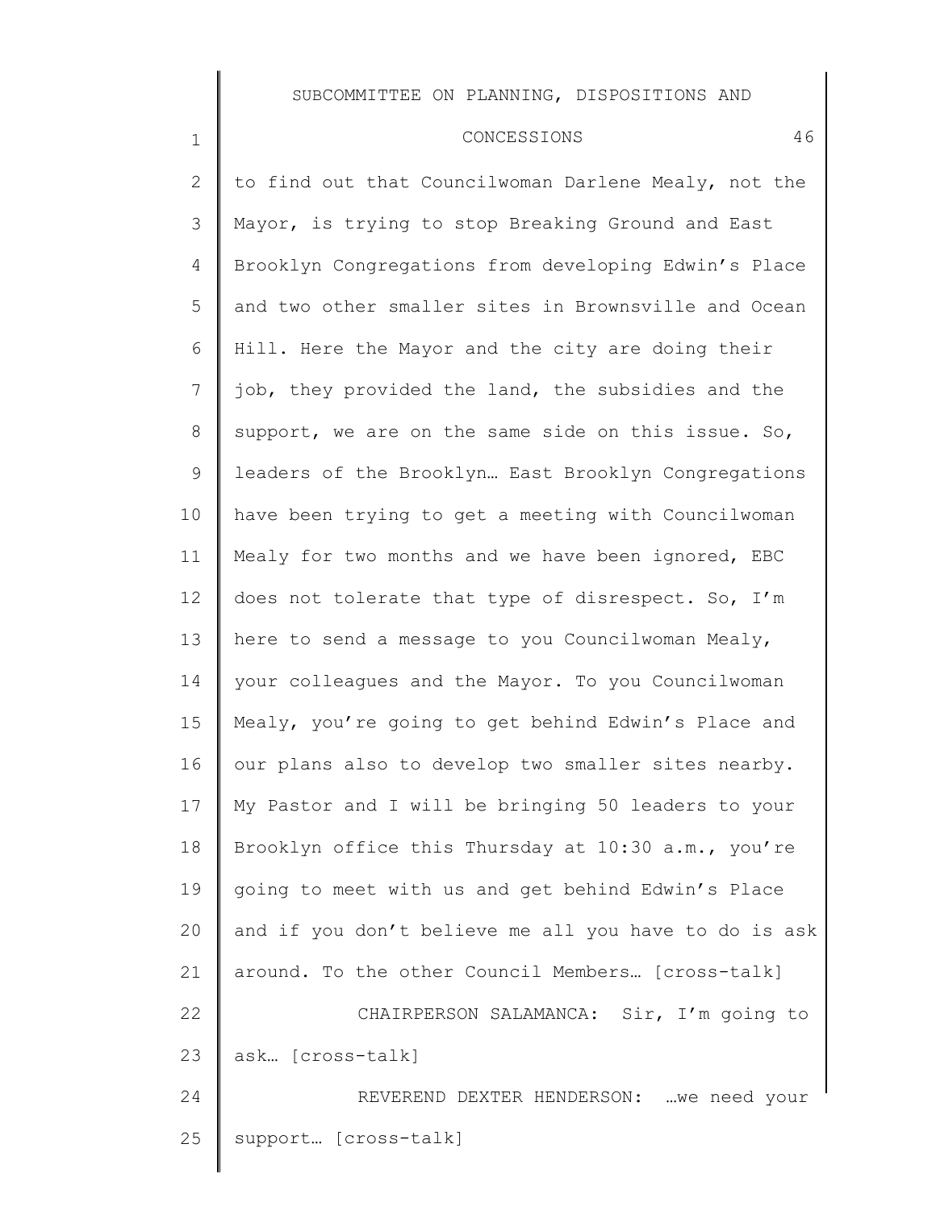to find out that Councilwoman Darlene Mealy, not the Mayor, is trying to stop Breaking Ground and East Brooklyn Congregations from developing Edwin's Place and two other smaller sites in Brownsville and Ocean Hill. Here the Mayor and the city are doing their job, they provided the land, the subsidies and the support, we are on the same side on this issue. So, leaders of the Brooklyn… East Brooklyn Congregations have been trying to get a meeting with Councilwoman Mealy for two months and we have been ignored, EBC does not tolerate that type of disrespect. So, I'm here to send a message to you Councilwoman Mealy, your colleagues and the Mayor. To you Councilwoman Mealy, you're going to get behind Edwin's Place and our plans also to develop two smaller sites nearby. My Pastor and I will be bringing 50 leaders to your Brooklyn office this Thursday at 10:30 a.m., you're going to meet with us and get behind Edwin's Place and if you don't believe me all you have to do is ask around. To the other Council Members… [cross-talk]

CHAIRPERSON SALAMANCA: Sir, I'm going to ask… [cross-talk]

REVEREND DEXTER HENDERSON: …we need your support… [cross-talk]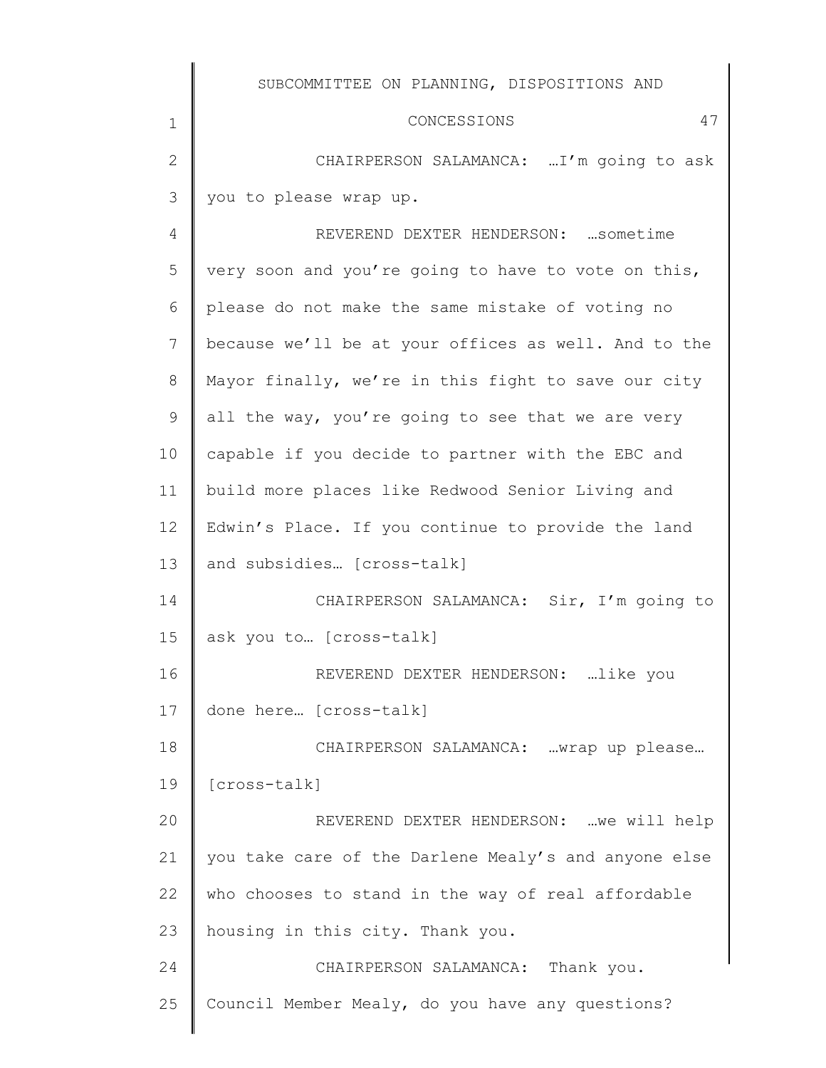CHAIRPERSON SALAMANCA: …I'm going to ask you to please wrap up.

REVEREND DEXTER HENDERSON: …sometime very soon and you're going to have to vote on this, please do not make the same mistake of voting no because we'll be at your offices as well. And to the Mayor finally, we're in this fight to save our city all the way, you're going to see that we are very capable if you decide to partner with the EBC and build more places like Redwood Senior Living and Edwin's Place. If you continue to provide the land and subsidies… [cross-talk]

CHAIRPERSON SALAMANCA: Sir, I'm going to ask you to… [cross-talk]

REVEREND DEXTER HENDERSON: …like you done here… [cross-talk]

CHAIRPERSON SALAMANCA: …wrap up please… [cross-talk]

REVEREND DEXTER HENDERSON: …we will help you take care of the Darlene Mealy's and anyone else who chooses to stand in the way of real affordable housing in this city. Thank you.

CHAIRPERSON SALAMANCA: Thank you. Council Member Mealy, do you have any questions?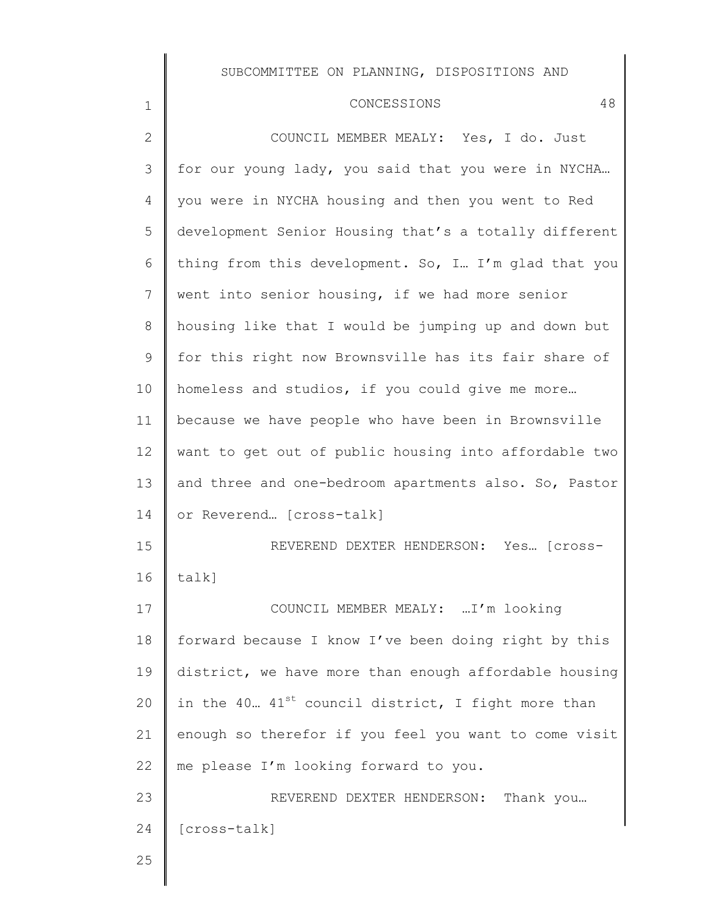COUNCIL MEMBER MEALY: Yes, I do. Just for our young lady, you said that you were in NYCHA… you were in NYCHA housing and then you went to Red development Senior Housing that's a totally different thing from this development. So, I… I'm glad that you went into senior housing, if we had more senior housing like that I would be jumping up and down but for this right now Brownsville has its fair share of homeless and studios, if you could give me more… because we have people who have been in Brownsville want to get out of public housing into affordable two and three and one-bedroom apartments also. So, Pastor or Reverend… [cross-talk]

REVEREND DEXTER HENDERSON: Yes… [cross-talk]

COUNCIL MEMBER MEALY: …I'm looking forward because I know I've been doing right by this district, we have more than enough affordable housing in the 40… 41st council district, I fight more than enough so therefor if you feel you want to come visit me please I'm looking forward to you.

REVEREND DEXTER HENDERSON: Thank you… [cross-talk]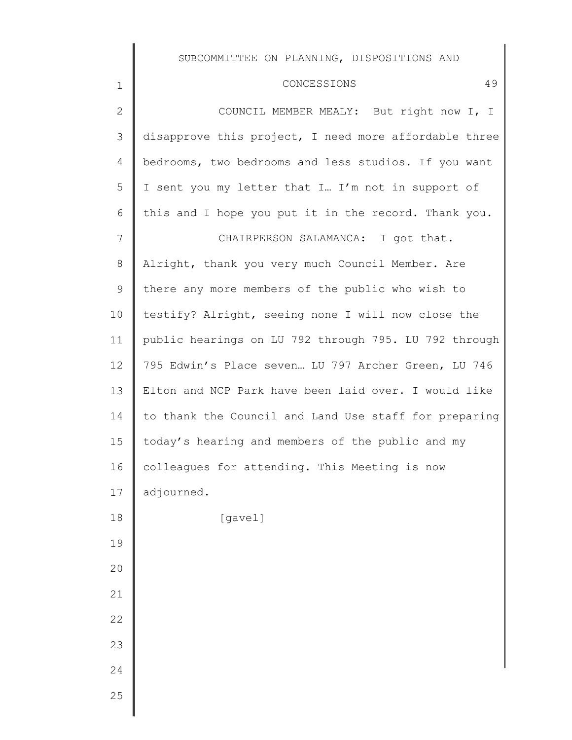COUNCIL MEMBER MEALY: But right now I, I disapprove this project, I need more affordable three bedrooms, two bedrooms and less studios. If you want I sent you my letter that I… I'm not in support of this and I hope you put it in the record. Thank you.

CHAIRPERSON SALAMANCA: I got that. Alright, thank you very much Council Member. Are there any more members of the public who wish to testify? Alright, seeing none I will now close the public hearings on LU 792 through 795. LU 792 through 795 Edwin's Place seven… LU 797 Archer Green, LU 746 Elton and NCP Park have been laid over. I would like to thank the Council and Land Use staff for preparing today's hearing and members of the public and my colleagues for attending. This Meeting is now adjourned.

[gavel]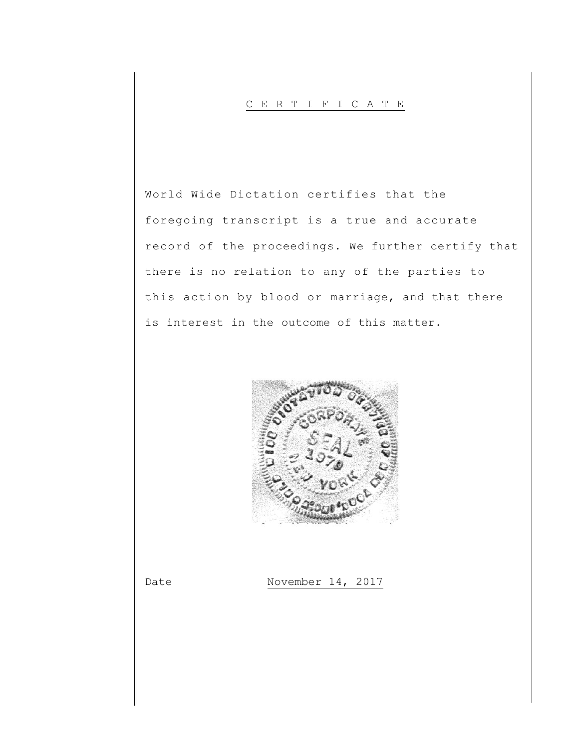# C E R T I F I C A T E

World Wide Dictation certifies that the foregoing transcript is a true and accurate record of the proceedings. We further certify that there is no relation to any of the parties to this action by blood or marriage, and that there is interest in the outcome of this matter.

Date November 14, 2017